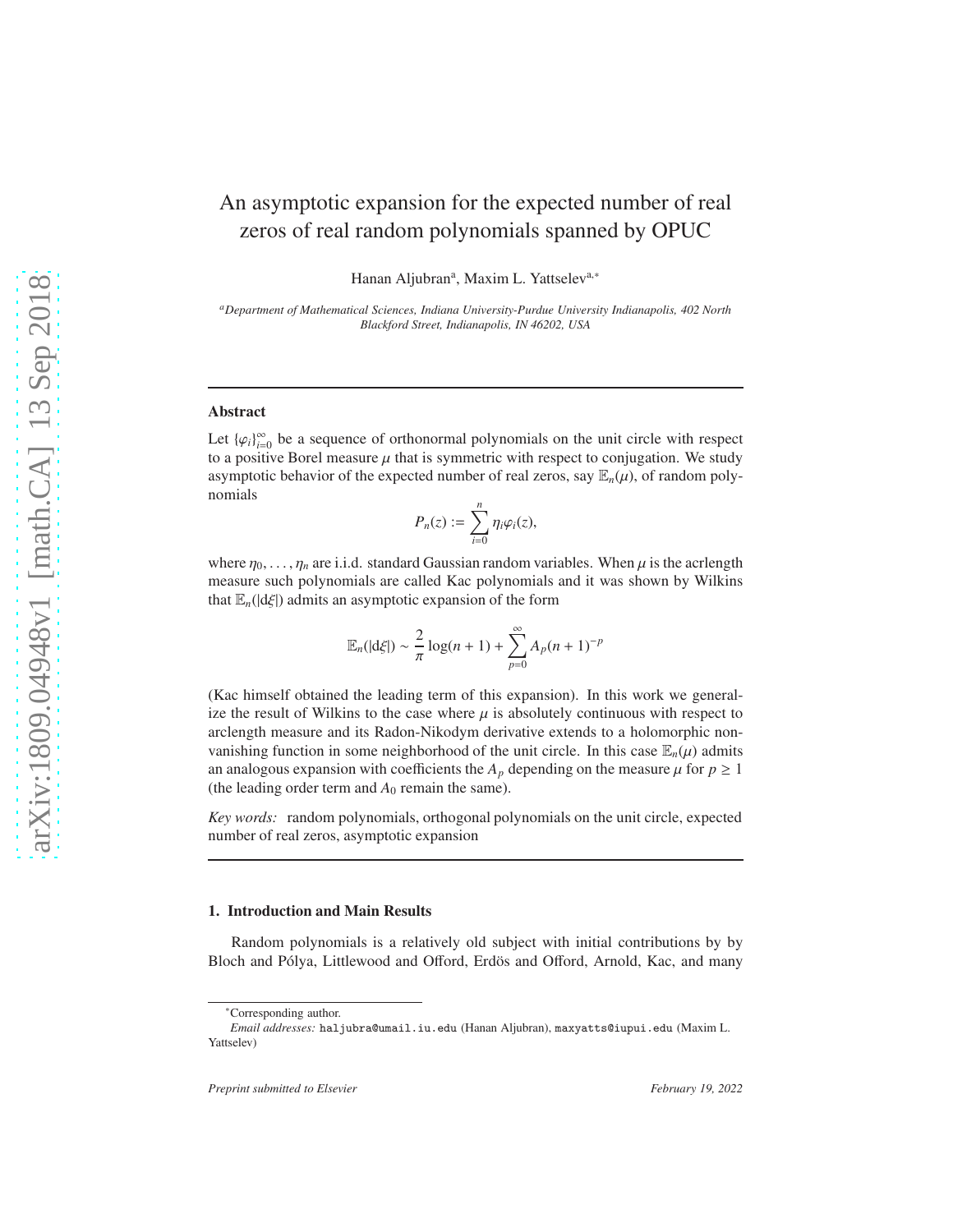# An asymptotic expansion for the expected number of real zeros of real random polynomials spanned by OPUC

Hanan Aljubran[a], Maxim L. Yattselev[a,*]

[a] *Department of Mathematical Sciences, Indiana University-Purdue University Indianapolis, 402 North Blackford Street, Indianapolis, IN 46202, USA*

---

## Abstract

Let $\{\varphi_i\}_{i=0}^\infty$ be a sequence of orthonormal polynomials on the unit circle with respect to a positive Borel measure $\mu$ that is symmetric with respect to conjugation. We study asymptotic behavior of the expected number of real zeros, say $\mathbb{E}_n(\mu)$, of random polynomials

$$P_n(z) := \sum_{i=0}^n \eta_i \varphi_i(z),$$

where $\eta_0, \dots, \eta_n$ are i.i.d. standard Gaussian random variables. When $\mu$ is the acrlength measure such polynomials are called Kac polynomials and it was shown by Wilkins that $\mathbb{E}_n(|\mathrm{d}\xi|)$ admits an asymptotic expansion of the form

$$\mathbb{E}_n(|\mathrm{d}\xi|) \sim \frac{2}{\pi}\log(n+1) + \sum_{p=0}^\infty A_p(n+1)^{-p}$$

(Kac himself obtained the leading term of this expansion). In this work we generalize the result of Wilkins to the case where $\mu$ is absolutely continuous with respect to arclength measure and its Radon-Nikodym derivative extends to a holomorphic non-vanishing function in some neighborhood of the unit circle. In this case $\mathbb{E}_n(\mu)$ admits an analogous expansion with coefficients the $A_p$ depending on the measure $\mu$ for $p \geq 1$ (the leading order term and $A_0$ remain the same).

*Key words:* random polynomials, orthogonal polynomials on the unit circle, expected number of real zeros, asymptotic expansion

---

## 1. Introduction and Main Results

Random polynomials is a relatively old subject with initial contributions by by Bloch and Pólya, Littlewood and Offord, Erdös and Offord, Arnold, Kac, and many

---

*Corresponding author.

*Email addresses:* haljubra@umail.iu.edu (Hanan Aljubran), maxyatts@iupui.edu (Maxim L. Yattselev)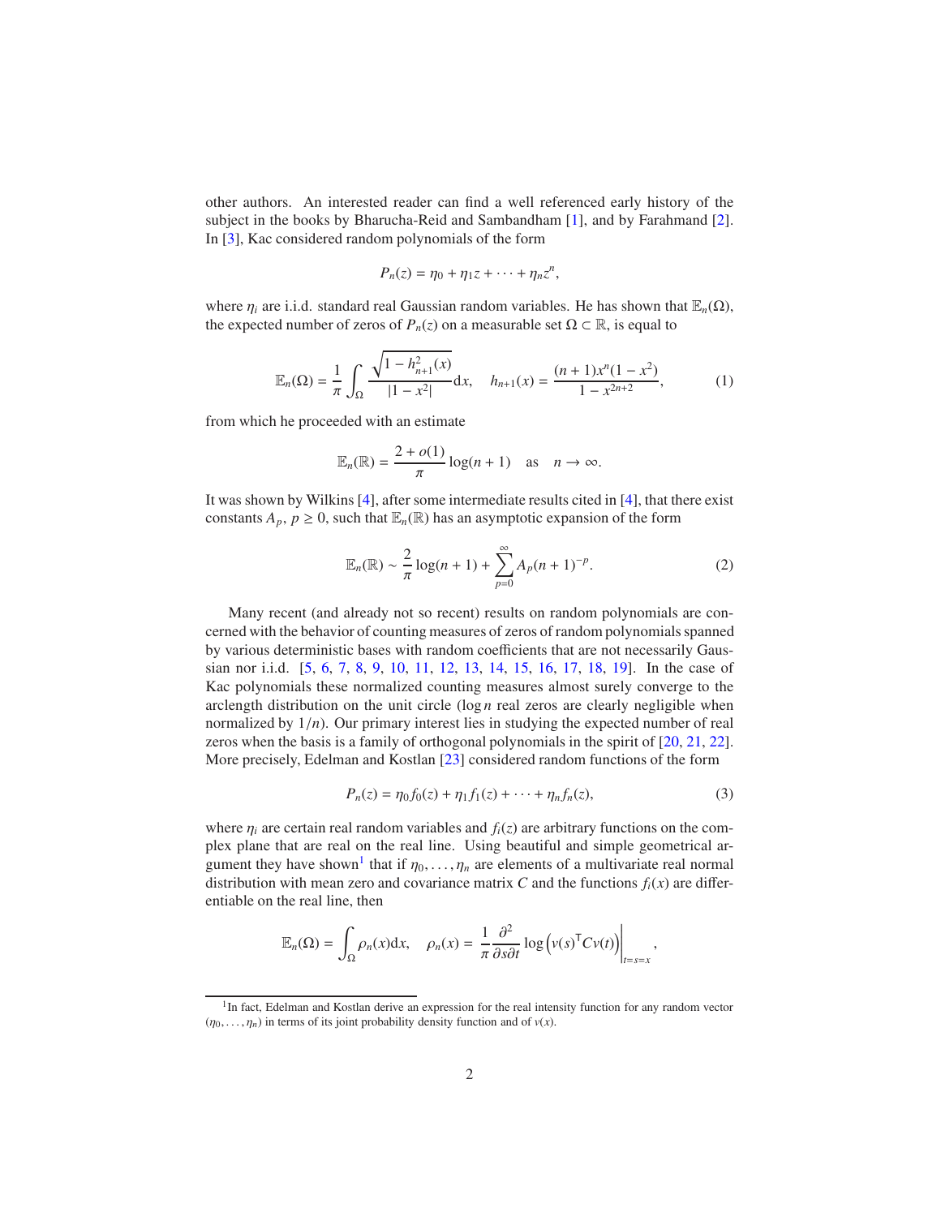other authors. An interested reader can find a well referenced early history of the subject in the books by Bharucha-Reid and Sambandham [1], and by Farahmand [2]. In [3], Kac considered random polynomials of the form

$$P_n(z) = \eta_0 + \eta_1 z + \cdots + \eta_n z^n,$$

where $\eta_i$ are i.i.d. standard real Gaussian random variables. He has shown that $\mathbb{E}_n(\Omega)$, the expected number of zeros of $P_n(z)$ on a measurable set $\Omega \subset \mathbb{R}$, is equal to

$$\mathbb{E}_n(\Omega) = \frac{1}{\pi}\int_\Omega \frac{\sqrt{1-h_{n+1}^2(x)}}{|1-x^2|}\mathrm{d}x, \quad h_{n+1}(x) = \frac{(n+1)x^n(1-x^2)}{1-x^{2n+2}}, \tag{1}$$

from which he proceeded with an estimate

$$\mathbb{E}_n(\mathbb{R}) = \frac{2+o(1)}{\pi}\log(n+1) \quad \text{as} \quad n \to \infty.$$

It was shown by Wilkins [4], after some intermediate results cited in [4], that there exist constants $A_p$, $p \geq 0$, such that $\mathbb{E}_n(\mathbb{R})$ has an asymptotic expansion of the form

$$\mathbb{E}_n(\mathbb{R}) \sim \frac{2}{\pi}\log(n+1) + \sum_{p=0}^{\infty} A_p (n+1)^{-p}. \tag{2}$$

Many recent (and already not so recent) results on random polynomials are concerned with the behavior of counting measures of zeros of random polynomials spanned by various deterministic bases with random coefficients that are not necessarily Gaussian nor i.i.d. [5, 6, 7, 8, 9, 10, 11, 12, 13, 14, 15, 16, 17, 18, 19]. In the case of Kac polynomials these normalized counting measures almost surely converge to the arclength distribution on the unit circle ($\log n$ real zeros are clearly negligible when normalized by $1/n$). Our primary interest lies in studying the expected number of real zeros when the basis is a family of orthogonal polynomials in the spirit of [20, 21, 22]. More precisely, Edelman and Kostlan [23] considered random functions of the form

$$P_n(z) = \eta_0 f_0(z) + \eta_1 f_1(z) + \cdots + \eta_n f_n(z), \tag{3}$$

where $\eta_i$ are certain real random variables and $f_i(z)$ are arbitrary functions on the complex plane that are real on the real line. Using beautiful and simple geometrical argument they have shown[1] that if $\eta_0, \ldots, \eta_n$ are elements of a multivariate real normal distribution with mean zero and covariance matrix $C$ and the functions $f_i(x)$ are differentiable on the real line, then

$$\mathbb{E}_n(\Omega) = \int_\Omega \rho_n(x)\mathrm{d}x, \quad \rho_n(x) = \frac{1}{\pi}\frac{\partial^2}{\partial s \partial t}\log\left(v(s)^\mathsf{T} C v(t)\right)\Big|_{t=s=x},$$

[1] In fact, Edelman and Kostlan derive an expression for the real intensity function for any random vector $(\eta_0, \ldots, \eta_n)$ in terms of its joint probability density function and of $v(x)$.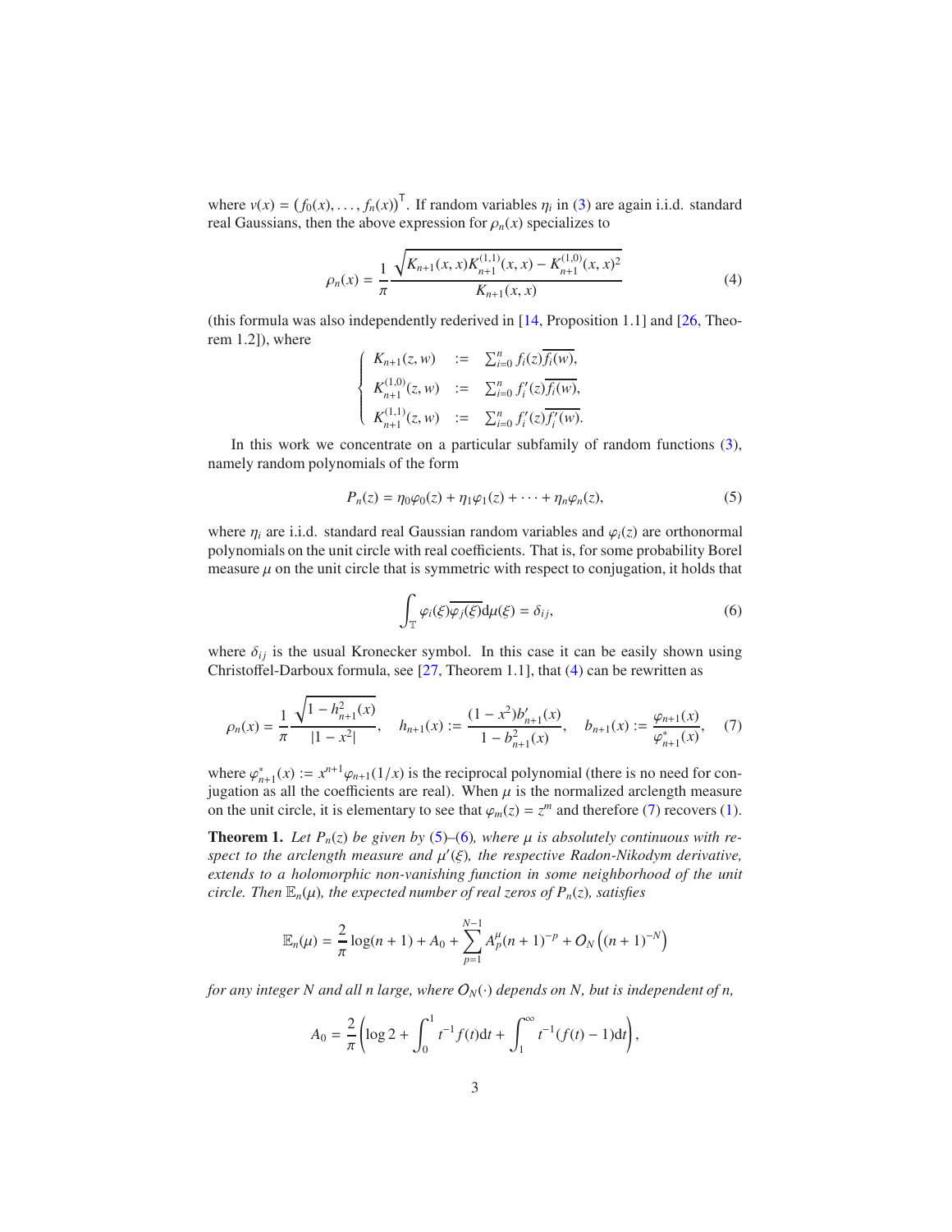where $v(x) = \left(f_0(x), \ldots, f_n(x)\right)^{\mathsf{T}}$. If random variables $\eta_i$ in (3) are again i.i.d. standard real Gaussians, then the above expression for $\rho_n(x)$ specializes to

$$\rho_n(x) = \frac{1}{\pi} \frac{\sqrt{K_{n+1}(x,x) K_{n+1}^{(1,1)}(x,x) - K_{n+1}^{(1,0)}(x,x)^2}}{K_{n+1}(x,x)} \tag{4}$$

(this formula was also independently rederived in [14, Proposition 1.1] and [26, Theorem 1.2]), where

$$\begin{cases} K_{n+1}(z,w) & := & \sum_{i=0}^n f_i(z)\overline{f_i(w)}, \\ K_{n+1}^{(1,0)}(z,w) & := & \sum_{i=0}^n f_i'(z)\overline{f_i(w)}, \\ K_{n+1}^{(1,1)}(z,w) & := & \sum_{i=0}^n f_i'(z)\overline{f_i'(w)}. \end{cases}$$

In this work we concentrate on a particular subfamily of random functions (3), namely random polynomials of the form

$$P_n(z) = \eta_0\varphi_0(z) + \eta_1\varphi_1(z) + \cdots + \eta_n\varphi_n(z), \tag{5}$$

where $\eta_i$ are i.i.d. standard real Gaussian random variables and $\varphi_i(z)$ are orthonormal polynomials on the unit circle with real coefficients. That is, for some probability Borel measure $\mu$ on the unit circle that is symmetric with respect to conjugation, it holds that

$$\int_{\mathbb{T}} \varphi_i(\xi)\overline{\varphi_j(\xi)} \mathrm{d}\mu(\xi) = \delta_{ij}, \tag{6}$$

where $\delta_{ij}$ is the usual Kronecker symbol. In this case it can be easily shown using Christoffel-Darboux formula, see [27, Theorem 1.1], that (4) can be rewritten as

$$\rho_n(x) = \frac{1}{\pi}\frac{\sqrt{1-h_{n+1}^2(x)}}{|1-x^2|}, \quad h_{n+1}(x) := \frac{(1-x^2)b_{n+1}'(x)}{1-b_{n+1}^2(x)}, \quad b_{n+1}(x) := \frac{\varphi_{n+1}(x)}{\varphi_{n+1}^*(x)}, \tag{7}$$

where $\varphi_{n+1}^*(x) := x^{n+1}\varphi_{n+1}(1/x)$ is the reciprocal polynomial (there is no need for conjugation as all the coefficients are real). When $\mu$ is the normalized arclength measure on the unit circle, it is elementary to see that $\varphi_m(z) = z^m$ and therefore (7) recovers (1).

**Theorem 1.** *Let $P_n(z)$ be given by (5)–(6), where $\mu$ is absolutely continuous with respect to the arclength measure and $\mu'(\xi)$, the respective Radon-Nikodym derivative, extends to a holomorphic non-vanishing function in some neighborhood of the unit circle. Then $\mathbb{E}_n(\mu)$, the expected number of real zeros of $P_n(z)$, satisfies*

$$\mathbb{E}_n(\mu) = \frac{2}{\pi}\log(n+1) + A_0 + \sum_{p=1}^{N-1} A_p^\mu (n+1)^{-p} + O_N\left((n+1)^{-N}\right)$$

*for any integer $N$ and all $n$ large, where $O_N(\cdot)$ depends on $N$, but is independent of $n$,*

$$A_0 = \frac{2}{\pi}\left(\log 2 + \int_0^1 t^{-1}f(t)\mathrm{d}t + \int_1^\infty t^{-1}(f(t)-1)\mathrm{d}t\right),$$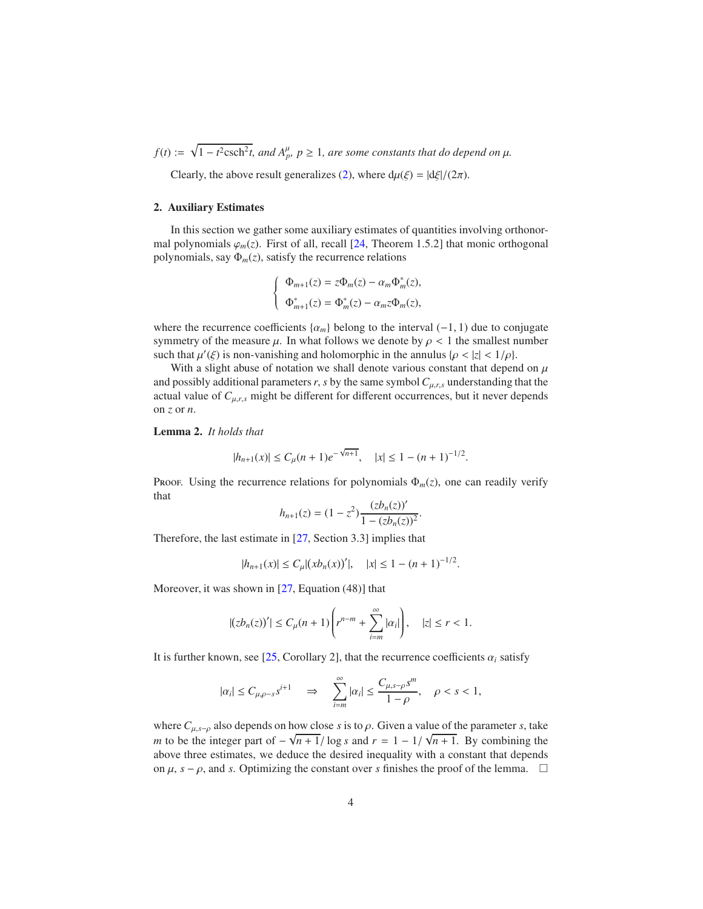$f(t) := \sqrt{1 - t^2\mathrm{csch}^2 t}$*, and* $A_p^\mu$*,* $p \geq 1$*, are some constants that do depend on* $\mu$*.*

Clearly, the above result generalizes (2), where $\mathrm{d}\mu(\xi) = |\mathrm{d}\xi|/(2\pi)$.

## 2. Auxiliary Estimates

In this section we gather some auxiliary estimates of quantities involving orthonormal polynomials $\varphi_m(z)$. First of all, recall [24, Theorem 1.5.2] that monic orthogonal polynomials, say $\Phi_m(z)$, satisfy the recurrence relations

$$
\begin{cases}
\Phi_{m+1}(z) = z\Phi_m(z) - \alpha_m \Phi_m^*(z), \\
\Phi_{m+1}^*(z) = \Phi_m^*(z) - \alpha_m z \Phi_m(z),
\end{cases}
$$

where the recurrence coefficients $\{\alpha_m\}$ belong to the interval $(-1, 1)$ due to conjugate symmetry of the measure $\mu$. In what follows we denote by $\rho < 1$ the smallest number such that $\mu'(\xi)$ is non-vanishing and holomorphic in the annulus $\{\rho < |z| < 1/\rho\}$.

With a slight abuse of notation we shall denote various constant that depend on $\mu$ and possibly additional parameters $r, s$ by the same symbol $C_{\mu,r,s}$ understanding that the actual value of $C_{\mu,r,s}$ might be different for different occurrences, but it never depends on $z$ or $n$.

**Lemma 2.** *It holds that*

$$
|h_{n+1}(x)| \leq C_\mu (n+1) e^{-\sqrt{n+1}}, \quad |x| \leq 1 - (n+1)^{-1/2}.
$$

Proof. Using the recurrence relations for polynomials $\Phi_m(z)$, one can readily verify that

$$
h_{n+1}(z) = (1 - z^2)\frac{(zb_n(z))'}{1 - (zb_n(z))^2}.
$$

Therefore, the last estimate in [27, Section 3.3] implies that

$$
|h_{n+1}(x)| \leq C_\mu |(xb_n(x))'|, \quad |x| \leq 1 - (n+1)^{-1/2}.
$$

Moreover, it was shown in [27, Equation (48)] that

$$
|(zb_n(z))'| \leq C_\mu (n+1)\left(r^{n-m} + \sum_{i=m}^\infty |\alpha_i|\right), \quad |z| \leq r < 1.
$$

It is further known, see [25, Corollary 2], that the recurrence coefficients $\alpha_i$ satisfy

$$
|\alpha_i| \leq C_{\mu,\rho-s} s^{i+1} \quad \Rightarrow \quad \sum_{i=m}^\infty |\alpha_i| \leq \frac{C_{\mu,s-\rho} s^m}{1-\rho}, \quad \rho < s < 1,
$$

where $C_{\mu,s-\rho}$ also depends on how close $s$ is to $\rho$. Given a value of the parameter $s$, take $m$ to be the integer part of $-\sqrt{n+1}/\log s$ and $r = 1 - 1/\sqrt{n+1}$. By combining the above three estimates, we deduce the desired inequality with a constant that depends on $\mu$, $s - \rho$, and $s$. Optimizing the constant over $s$ finishes the proof of the lemma. $\square$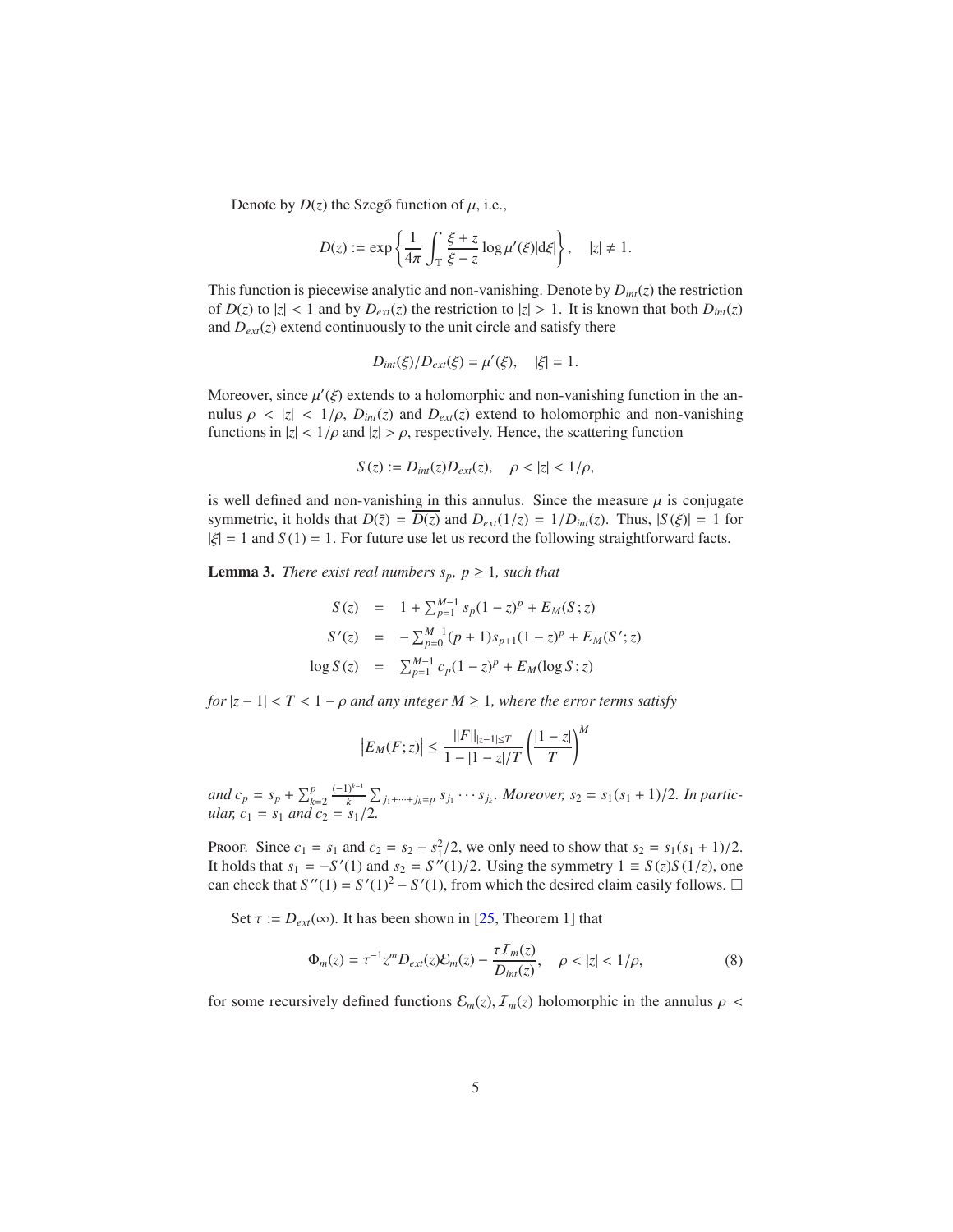Denote by $D(z)$ the Szegő function of $\mu$, i.e.,

$$D(z) := \exp\left\{\frac{1}{4\pi}\int_{\mathbb{T}} \frac{\xi + z}{\xi - z}\log\mu'(\xi)|\mathrm{d}\xi|\right\}, \quad |z| \neq 1.$$

This function is piecewise analytic and non-vanishing. Denote by $D_{int}(z)$ the restriction of $D(z)$ to $|z| < 1$ and by $D_{ext}(z)$ the restriction to $|z| > 1$. It is known that both $D_{int}(z)$ and $D_{ext}(z)$ extend continuously to the unit circle and satisfy there

$$D_{int}(\xi)/D_{ext}(\xi) = \mu'(\xi), \quad |\xi| = 1.$$

Moreover, since $\mu'(\xi)$ extends to a holomorphic and non-vanishing function in the annulus $\rho < |z| < 1/\rho$, $D_{int}(z)$ and $D_{ext}(z)$ extend to holomorphic and non-vanishing functions in $|z| < 1/\rho$ and $|z| > \rho$, respectively. Hence, the scattering function

$$S(z) := D_{int}(z)D_{ext}(z), \quad \rho < |z| < 1/\rho,$$

is well defined and non-vanishing in this annulus. Since the measure $\mu$ is conjugate symmetric, it holds that $D(\bar{z}) = \overline{D(z)}$ and $D_{ext}(1/z) = 1/D_{int}(z)$. Thus, $|S(\xi)| = 1$ for $|\xi| = 1$ and $S(1) = 1$. For future use let us record the following straightforward facts.

**Lemma 3.** *There exist real numbers $s_p$, $p \geq 1$, such that*

$$\begin{aligned}
S(z) &= 1 + \textstyle\sum_{p=1}^{M-1} s_p(1-z)^p + E_M(S;z) \\
S'(z) &= -\textstyle\sum_{p=0}^{M-1} (p+1)s_{p+1}(1-z)^p + E_M(S';z) \\
\log S(z) &= \textstyle\sum_{p=1}^{M-1} c_p(1-z)^p + E_M(\log S;z)
\end{aligned}$$

*for $|z-1| < T < 1-\rho$ and any integer $M \geq 1$, where the error terms satisfy*

$$\left|E_M(F;z)\right| \leq \frac{\|F\|_{|z-1|\leq T}}{1-|1-z|/T}\left(\frac{|1-z|}{T}\right)^M$$

*and $c_p = s_p + \sum_{k=2}^{p} \frac{(-1)^{k-1}}{k}\sum_{j_1+\cdots+j_k=p} s_{j_1}\cdots s_{j_k}$. Moreover, $s_2 = s_1(s_1+1)/2$. In particular, $c_1 = s_1$ and $c_2 = s_1/2$.*

Proof. Since $c_1 = s_1$ and $c_2 = s_2 - s_1^2/2$, we only need to show that $s_2 = s_1(s_1+1)/2$. It holds that $s_1 = -S'(1)$ and $s_2 = S''(1)/2$. Using the symmetry $1 \equiv S(z)S(1/z)$, one can check that $S''(1) = S'(1)^2 - S'(1)$, from which the desired claim easily follows. □

Set $\tau := D_{ext}(\infty)$. It has been shown in [25, Theorem 1] that

$$\Phi_m(z) = \tau^{-1}z^m D_{ext}(z)\mathcal{E}_m(z) - \frac{\tau\mathcal{I}_m(z)}{D_{int}(z)}, \quad \rho < |z| < 1/\rho, \tag{8}$$

for some recursively defined functions $\mathcal{E}_m(z), \mathcal{I}_m(z)$ holomorphic in the annulus $\rho <$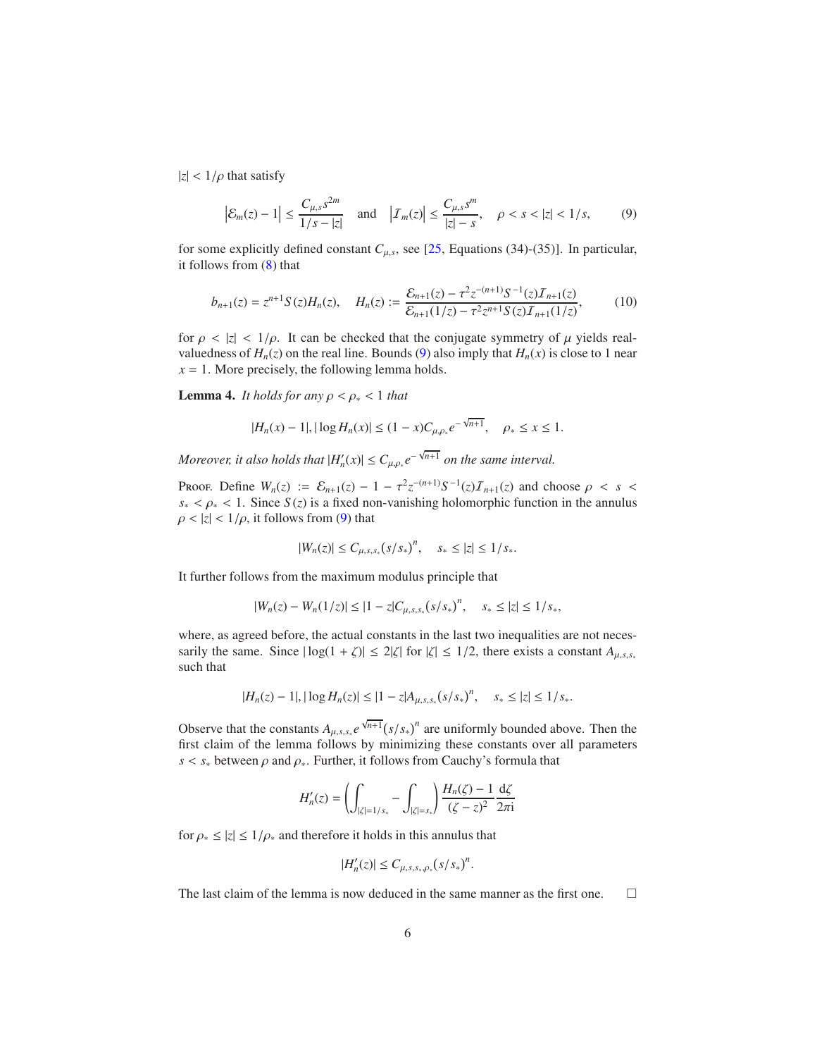$|z| < 1/\rho$ that satisfy

$$\left|\mathcal{E}_m(z) - 1\right| \leq \frac{C_{\mu,s}s^{2m}}{1/s - |z|} \quad \text{and} \quad \left|\mathcal{I}_m(z)\right| \leq \frac{C_{\mu,s}s^m}{|z| - s}, \quad \rho < s < |z| < 1/s, \tag{9}$$

for some explicitly defined constant $C_{\mu,s}$, see [25, Equations (34)-(35)]. In particular, it follows from (8) that

$$b_{n+1}(z) = z^{n+1}S(z)H_n(z), \quad H_n(z) := \frac{\mathcal{E}_{n+1}(z) - \tau^2 z^{-(n+1)}S^{-1}(z)\mathcal{I}_{n+1}(z)}{\mathcal{E}_{n+1}(1/z) - \tau^2 z^{n+1}S(z)\mathcal{I}_{n+1}(1/z)}, \tag{10}$$

for $\rho < |z| < 1/\rho$. It can be checked that the conjugate symmetry of $\mu$ yields real-valuedness of $H_n(z)$ on the real line. Bounds (9) also imply that $H_n(x)$ is close to 1 near $x = 1$. More precisely, the following lemma holds.

**Lemma 4.** *It holds for any $\rho < \rho_* < 1$ that*

$$|H_n(x) - 1|, |\log H_n(x)| \leq (1-x)C_{\mu,\rho_*}e^{-\sqrt{n+1}}, \quad \rho_* \leq x \leq 1.$$

*Moreover, it also holds that $|H_n'(x)| \leq C_{\mu,\rho_*}e^{-\sqrt{n+1}}$ on the same interval.*

Proof. Define $W_n(z) := \mathcal{E}_{n+1}(z) - 1 - \tau^2 z^{-(n+1)}S^{-1}(z)\mathcal{I}_{n+1}(z)$ and choose $\rho < s < s_* < \rho_* < 1$. Since $S(z)$ is a fixed non-vanishing holomorphic function in the annulus $\rho < |z| < 1/\rho$, it follows from (9) that

$$|W_n(z)| \leq C_{\mu,s,s_*}(s/s_*)^n, \quad s_* \leq |z| \leq 1/s_*.$$

It further follows from the maximum modulus principle that

$$|W_n(z) - W_n(1/z)| \leq |1-z|C_{\mu,s,s_*}(s/s_*)^n, \quad s_* \leq |z| \leq 1/s_*,$$

where, as agreed before, the actual constants in the last two inequalities are not necessarily the same. Since $|\log(1+\zeta)| \leq 2|\zeta|$ for $|\zeta| \leq 1/2$, there exists a constant $A_{\mu,s,s_*}$ such that

$$|H_n(z) - 1|, |\log H_n(z)| \leq |1-z|A_{\mu,s,s_*}(s/s_*)^n, \quad s_* \leq |z| \leq 1/s_*.$$

Observe that the constants $A_{\mu,s,s_*}e^{\sqrt{n+1}}(s/s_*)^n$ are uniformly bounded above. Then the first claim of the lemma follows by minimizing these constants over all parameters $s < s_*$ between $\rho$ and $\rho_*$. Further, it follows from Cauchy's formula that

$$H_n'(z) = \left(\int_{|\zeta|=1/s_*} - \int_{|\zeta|=s_*}\right)\frac{H_n(\zeta) - 1}{(\zeta - z)^2}\frac{\mathrm{d}\zeta}{2\pi\mathrm{i}}$$

for $\rho_* \leq |z| \leq 1/\rho_*$ and therefore it holds in this annulus that

$$|H_n'(z)| \leq C_{\mu,s,s_*,\rho_*}(s/s_*)^n.$$

The last claim of the lemma is now deduced in the same manner as the first one. □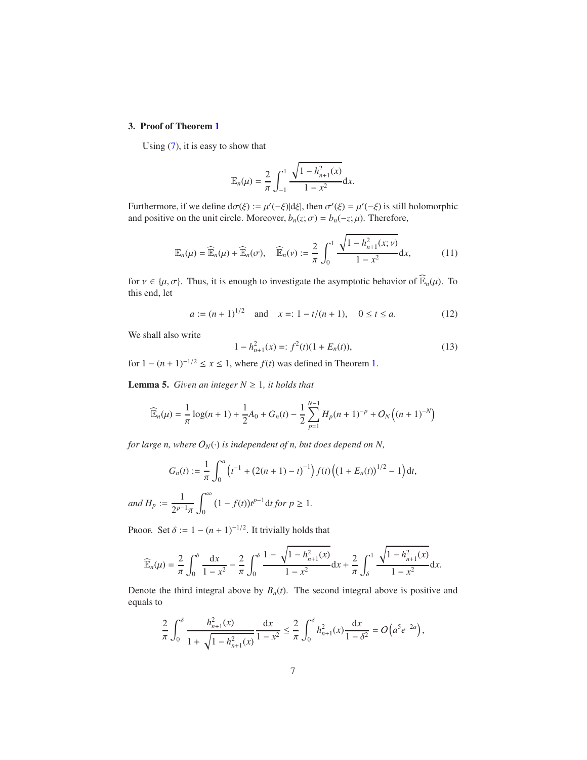## 3. Proof of Theorem 1

Using (7), it is easy to show that

$$\mathbb{E}_n(\mu) = \frac{2}{\pi}\int_{-1}^{1} \frac{\sqrt{1-h_{n+1}^2(x)}}{1-x^2}\mathrm{d}x.$$

Furthermore, if we define $\mathrm{d}\sigma(\xi) := \mu'(-\xi)|\mathrm{d}\xi|$, then $\sigma'(\xi) = \mu'(-\xi)$ is still holomorphic and positive on the unit circle. Moreover, $b_n(z;\sigma) = b_n(-z;\mu)$. Therefore,

$$\mathbb{E}_n(\mu) = \widehat{\mathbb{E}}_n(\mu) + \widehat{\mathbb{E}}_n(\sigma), \quad \widehat{\mathbb{E}}_n(\nu) := \frac{2}{\pi}\int_0^1 \frac{\sqrt{1-h_{n+1}^2(x;\nu)}}{1-x^2}\mathrm{d}x, \tag{11}$$

for $\nu \in \{\mu, \sigma\}$. Thus, it is enough to investigate the asymptotic behavior of $\widehat{\mathbb{E}}_n(\mu)$. To this end, let

$$a := (n+1)^{1/2} \quad \text{and} \quad x =: 1 - t/(n+1), \quad 0 \le t \le a. \tag{12}$$

We shall also write

$$1 - h_{n+1}^2(x) =: f^2(t)(1 + E_n(t)), \tag{13}$$

for $1 - (n+1)^{-1/2} \le x \le 1$, where $f(t)$ was defined in Theorem 1.

**Lemma 5.** *Given an integer $N \ge 1$, it holds that*

$$\widehat{\mathbb{E}}_n(\mu) = \frac{1}{\pi}\log(n+1) + \frac{1}{2}A_0 + G_n(t) - \frac{1}{2}\sum_{p=1}^{N-1} H_p(n+1)^{-p} + O_N\left((n+1)^{-N}\right)$$

*for large n, where $O_N(\cdot)$ is independent of n, but does depend on N,*

$$G_n(t) := \frac{1}{\pi}\int_0^a \left(t^{-1} + (2(n+1)-t)^{-1}\right) f(t)\left((1+E_n(t))^{1/2} - 1\right)\mathrm{d}t,$$

*and* $H_p := \dfrac{1}{2^{p-1}\pi}\displaystyle\int_0^\infty (1-f(t))t^{p-1}\mathrm{d}t$ *for* $p \ge 1$.

Proof. Set $\delta := 1 - (n+1)^{-1/2}$. It trivially holds that

$$\widehat{\mathbb{E}}_n(\mu) = \frac{2}{\pi}\int_0^\delta \frac{\mathrm{d}x}{1-x^2} - \frac{2}{\pi}\int_0^\delta \frac{1-\sqrt{1-h_{n+1}^2(x)}}{1-x^2}\mathrm{d}x + \frac{2}{\pi}\int_\delta^1 \frac{\sqrt{1-h_{n+1}^2(x)}}{1-x^2}\mathrm{d}x.$$

Denote the third integral above by $B_n(t)$. The second integral above is positive and equals to

$$\frac{2}{\pi}\int_0^\delta \frac{h_{n+1}^2(x)}{1+\sqrt{1-h_{n+1}^2(x)}}\frac{\mathrm{d}x}{1-x^2} \le \frac{2}{\pi}\int_0^\delta h_{n+1}^2(x)\frac{\mathrm{d}x}{1-\delta^2} = O\left(a^5 e^{-2a}\right),$$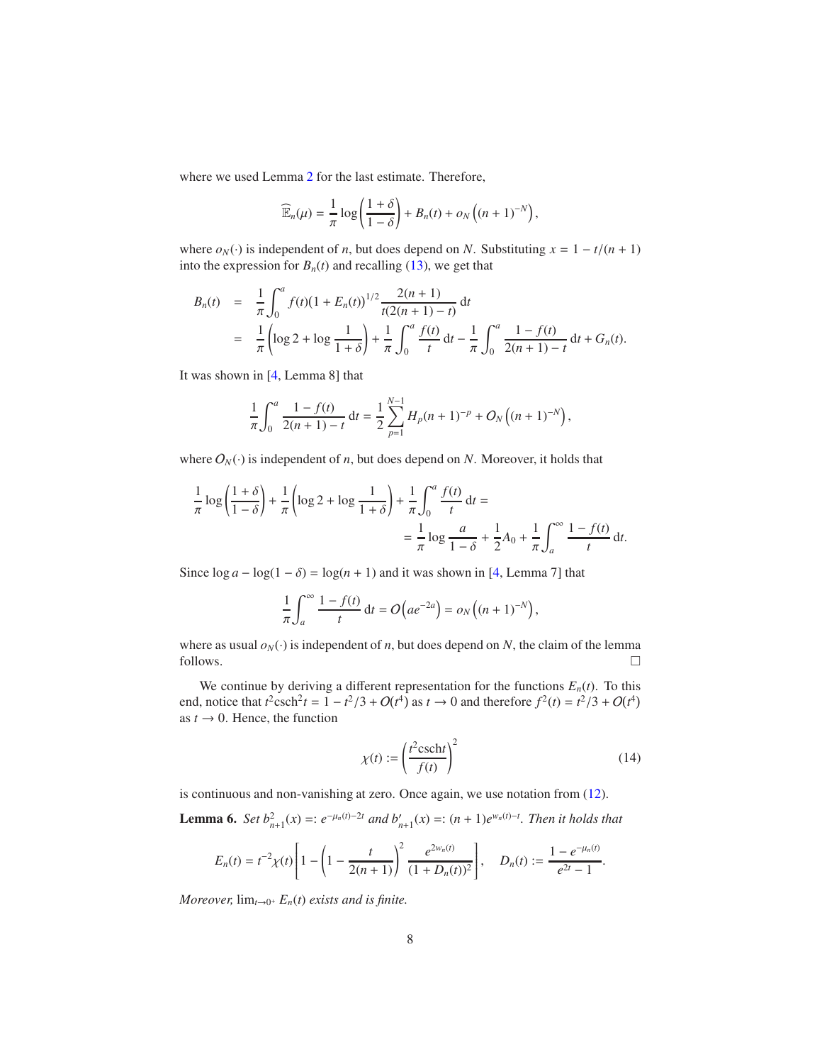where we used Lemma 2 for the last estimate. Therefore,

$$\widehat{\mathbb{E}}_n(\mu) = \frac{1}{\pi}\log\left(\frac{1+\delta}{1-\delta}\right) + B_n(t) + o_N\left((n+1)^{-N}\right),$$

where $o_N(\cdot)$ is independent of $n$, but does depend on $N$. Substituting $x = 1 - t/(n+1)$ into the expression for $B_n(t)$ and recalling (13), we get that

$$\begin{aligned} B_n(t) &= \frac{1}{\pi}\int_0^a f(t)(1+E_n(t))^{1/2}\frac{2(n+1)}{t(2(n+1)-t)}\,\mathrm{d}t \\ &= \frac{1}{\pi}\left(\log 2 + \log\frac{1}{1+\delta}\right) + \frac{1}{\pi}\int_0^a \frac{f(t)}{t}\,\mathrm{d}t - \frac{1}{\pi}\int_0^a \frac{1-f(t)}{2(n+1)-t}\,\mathrm{d}t + G_n(t). \end{aligned}$$

It was shown in [4, Lemma 8] that

$$\frac{1}{\pi}\int_0^a \frac{1-f(t)}{2(n+1)-t}\,\mathrm{d}t = \frac{1}{2}\sum_{p=1}^{N-1} H_p(n+1)^{-p} + O_N\left((n+1)^{-N}\right),$$

where $O_N(\cdot)$ is independent of $n$, but does depend on $N$. Moreover, it holds that

$$\frac{1}{\pi}\log\left(\frac{1+\delta}{1-\delta}\right) + \frac{1}{\pi}\left(\log 2 + \log\frac{1}{1+\delta}\right) + \frac{1}{\pi}\int_0^a \frac{f(t)}{t}\,\mathrm{d}t = \\ = \frac{1}{\pi}\log\frac{a}{1-\delta} + \frac{1}{2}A_0 + \frac{1}{\pi}\int_a^\infty \frac{1-f(t)}{t}\,\mathrm{d}t.$$

Since $\log a - \log(1-\delta) = \log(n+1)$ and it was shown in [4, Lemma 7] that

$$\frac{1}{\pi}\int_a^\infty \frac{1-f(t)}{t}\,\mathrm{d}t = O\left(ae^{-2a}\right) = o_N\left((n+1)^{-N}\right),$$

where as usual $o_N(\cdot)$ is independent of $n$, but does depend on $N$, the claim of the lemma follows. □

We continue by deriving a different representation for the functions $E_n(t)$. To this end, notice that $t^2\mathrm{csch}^2 t = 1 - t^2/3 + O(t^4)$ as $t \to 0$ and therefore $f^2(t) = t^2/3 + O(t^4)$ as $t \to 0$. Hence, the function

$$\chi(t) := \left(\frac{t^2\mathrm{csch}t}{f(t)}\right)^2 \tag{14}$$

is continuous and non-vanishing at zero. Once again, we use notation from (12).

**Lemma 6.** *Set $b_{n+1}^2(x) =: e^{-\mu_n(t)-2t}$ and $b_{n+1}'(x) =: (n+1)e^{w_n(t)-t}$. Then it holds that*

$$E_n(t) = t^{-2}\chi(t)\left[1 - \left(1 - \frac{t}{2(n+1)}\right)^2 \frac{e^{2w_n(t)}}{(1+D_n(t))^2}\right], \quad D_n(t) := \frac{1-e^{-\mu_n(t)}}{e^{2t}-1}.$$

*Moreover,* $\lim_{t\to 0^+} E_n(t)$ *exists and is finite.*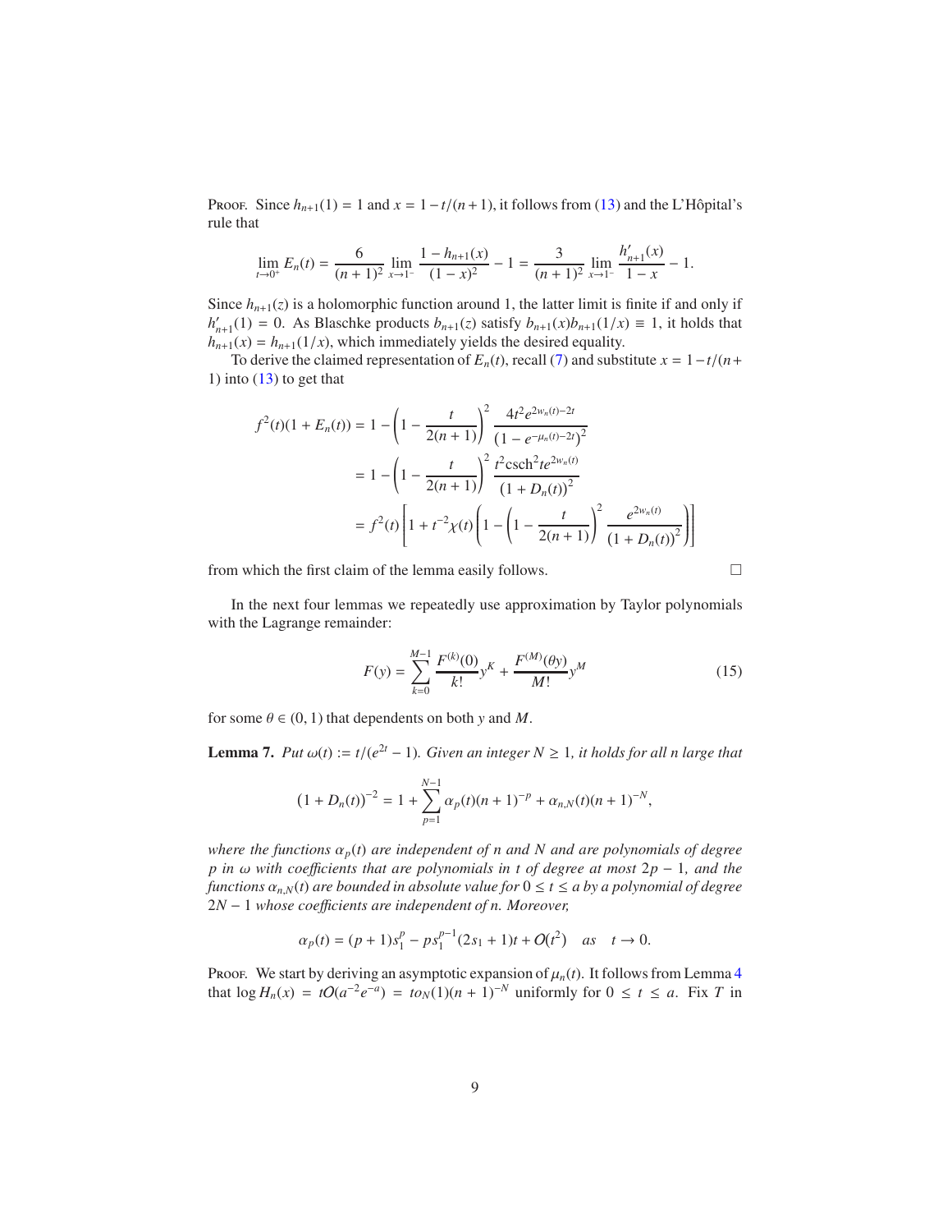Proof. Since $h_{n+1}(1) = 1$ and $x = 1 - t/(n+1)$, it follows from (13) and the L'Hôpital's rule that

$$\lim_{t\to 0^+} E_n(t) = \frac{6}{(n+1)^2} \lim_{x\to 1^-} \frac{1 - h_{n+1}(x)}{(1-x)^2} - 1 = \frac{3}{(n+1)^2} \lim_{x\to 1^-} \frac{h'_{n+1}(x)}{1-x} - 1.$$

Since $h_{n+1}(z)$ is a holomorphic function around 1, the latter limit is finite if and only if $h'_{n+1}(1) = 0$. As Blaschke products $b_{n+1}(z)$ satisfy $b_{n+1}(x)b_{n+1}(1/x) \equiv 1$, it holds that $h_{n+1}(x) = h_{n+1}(1/x)$, which immediately yields the desired equality.

To derive the claimed representation of $E_n(t)$, recall (7) and substitute $x = 1-t/(n+1)$ into (13) to get that

$$\begin{aligned}
f^2(t)(1+E_n(t)) &= 1 - \left(1 - \frac{t}{2(n+1)}\right)^2 \frac{4t^2 e^{2w_n(t)-2t}}{\left(1-e^{-\mu_n(t)-2t}\right)^2} \\
&= 1 - \left(1 - \frac{t}{2(n+1)}\right)^2 \frac{t^2 \operatorname{csch}^2 t e^{2w_n(t)}}{\left(1+D_n(t)\right)^2} \\
&= f^2(t)\left[1 + t^{-2}\chi(t)\left(1 - \left(1 - \frac{t}{2(n+1)}\right)^2 \frac{e^{2w_n(t)}}{\left(1+D_n(t)\right)^2}\right)\right]
\end{aligned}$$

from which the first claim of the lemma easily follows. □

In the next four lemmas we repeatedly use approximation by Taylor polynomials with the Lagrange remainder:

$$F(y) = \sum_{k=0}^{M-1} \frac{F^{(k)}(0)}{k!} y^K + \frac{F^{(M)}(\theta y)}{M!} y^M \tag{15}$$

for some $\theta \in (0,1)$ that dependents on both $y$ and $M$.

**Lemma 7.** *Put $\omega(t) := t/(e^{2t}-1)$. Given an integer $N \geq 1$, it holds for all n large that*

$$(1+D_n(t))^{-2} = 1 + \sum_{p=1}^{N-1} \alpha_p(t)(n+1)^{-p} + \alpha_{n,N}(t)(n+1)^{-N},$$

*where the functions $\alpha_p(t)$ are independent of $n$ and $N$ and are polynomials of degree $p$ in $\omega$ with coefficients that are polynomials in $t$ of degree at most $2p-1$, and the functions $\alpha_{n,N}(t)$ are bounded in absolute value for $0 \leq t \leq a$ by a polynomial of degree $2N-1$ whose coefficients are independent of $n$. Moreover,*

$$\alpha_p(t) = (p+1)s_1^p - ps_1^{p-1}(2s_1+1)t + O(t^2) \quad \text{as} \quad t \to 0.$$

Proof. We start by deriving an asymptotic expansion of $\mu_n(t)$. It follows from Lemma 4 that $\log H_n(x) = tO(a^{-2}e^{-a}) = to_N(1)(n+1)^{-N}$ uniformly for $0 \leq t \leq a$. Fix $T$ in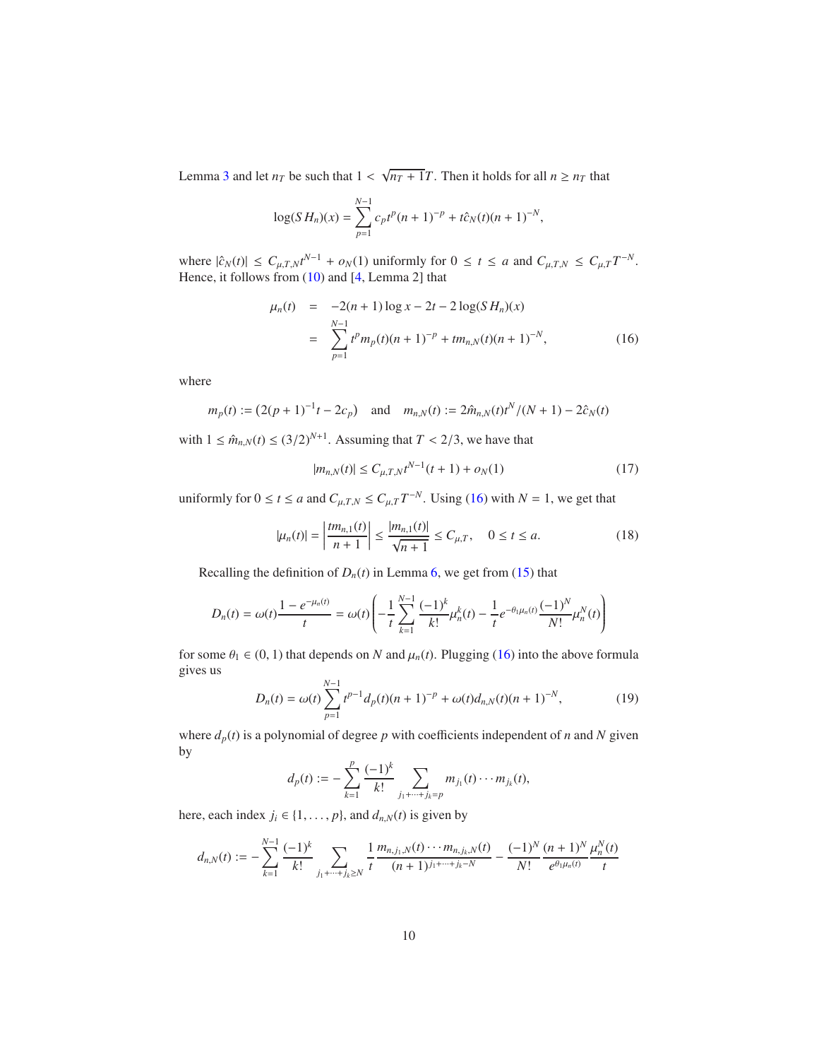Lemma 3 and let $n_T$ be such that $1 < \sqrt{n_T + 1}T$. Then it holds for all $n \geq n_T$ that

$$\log(SH_n)(x) = \sum_{p=1}^{N-1} c_p t^p (n+1)^{-p} + t\hat{c}_N(t)(n+1)^{-N},$$

where $|\hat{c}_N(t)| \leq C_{\mu,T,N} t^{N-1} + o_N(1)$ uniformly for $0 \leq t \leq a$ and $C_{\mu,T,N} \leq C_{\mu,T} T^{-N}$. Hence, it follows from (10) and [4, Lemma 2] that

$$\begin{aligned} \mu_n(t) &= -2(n+1)\log x - 2t - 2\log(SH_n)(x) \\ &= \sum_{p=1}^{N-1} t^p m_p(t)(n+1)^{-p} + t m_{n,N}(t)(n+1)^{-N}, \end{aligned} \tag{16}$$

where

$$m_p(t) := (2(p+1)^{-1} t - 2c_p) \quad \text{and} \quad m_{n,N}(t) := 2\hat{m}_{n,N}(t) t^N/(N+1) - 2\hat{c}_N(t)$$

with $1 \leq \hat{m}_{n,N}(t) \leq (3/2)^{N+1}$. Assuming that $T < 2/3$, we have that

$$|m_{n,N}(t)| \leq C_{\mu,T,N} t^{N-1}(t+1) + o_N(1) \tag{17}$$

uniformly for $0 \leq t \leq a$ and $C_{\mu,T,N} \leq C_{\mu,T} T^{-N}$. Using (16) with $N = 1$, we get that

$$|\mu_n(t)| = \left| \frac{t m_{n,1}(t)}{n+1} \right| \leq \frac{|m_{n,1}(t)|}{\sqrt{n+1}} \leq C_{\mu,T}, \quad 0 \leq t \leq a. \tag{18}$$

Recalling the definition of $D_n(t)$ in Lemma 6, we get from (15) that

$$D_n(t) = \omega(t)\frac{1 - e^{-\mu_n(t)}}{t} = \omega(t)\left( -\frac{1}{t}\sum_{k=1}^{N-1} \frac{(-1)^k}{k!}\mu_n^k(t) - \frac{1}{t}e^{-\theta_1 \mu_n(t)} \frac{(-1)^N}{N!}\mu_n^N(t) \right)$$

for some $\theta_1 \in (0, 1)$ that depends on $N$ and $\mu_n(t)$. Plugging (16) into the above formula gives us

$$D_n(t) = \omega(t)\sum_{p=1}^{N-1} t^{p-1} d_p(t)(n+1)^{-p} + \omega(t) d_{n,N}(t)(n+1)^{-N}, \tag{19}$$

where $d_p(t)$ is a polynomial of degree $p$ with coefficients independent of $n$ and $N$ given by

$$d_p(t) := -\sum_{k=1}^{p} \frac{(-1)^k}{k!} \sum_{j_1+\cdots+j_k=p} m_{j_1}(t)\cdots m_{j_k}(t),$$

here, each index $j_i \in \{1, \ldots, p\}$, and $d_{n,N}(t)$ is given by

$$d_{n,N}(t) := -\sum_{k=1}^{N-1} \frac{(-1)^k}{k!} \sum_{j_1+\cdots+j_k \geq N} \frac{1}{t} \frac{m_{n,j_1,N}(t)\cdots m_{n,j_k,N}(t)}{(n+1)^{j_1+\cdots+j_k-N}} - \frac{(-1)^N}{N!}\frac{(n+1)^N}{e^{\theta_1 \mu_n(t)}}\frac{\mu_n^N(t)}{t}$$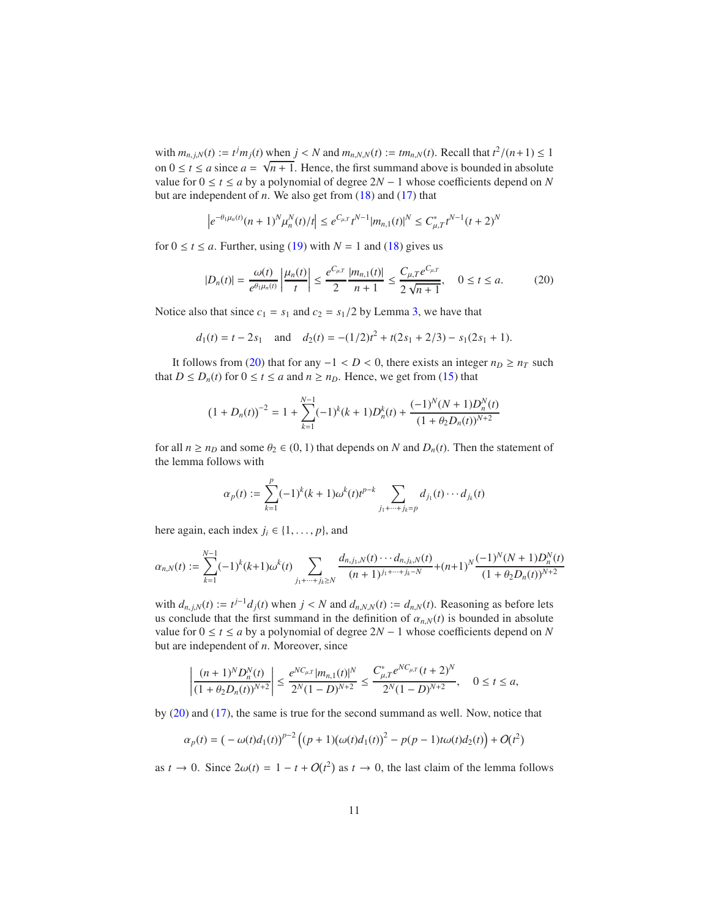with $m_{n,j,N}(t) := t^j m_j(t)$ when $j < N$ and $m_{n,N,N}(t) := tm_{n,N}(t)$. Recall that $t^2/(n+1) \le 1$ on $0 \le t \le a$ since $a = \sqrt{n+1}$. Hence, the first summand above is bounded in absolute value for $0 \le t \le a$ by a polynomial of degree $2N-1$ whose coefficients depend on $N$ but are independent of $n$. We also get from (18) and (17) that

$$\left| e^{-\theta_1 \mu_n(t)} (n+1)^N \mu_n^N(t)/t \right| \le e^{C_{\mu,T}} t^{N-1} |m_{n,1}(t)|^N \le C^*_{\mu,T} t^{N-1}(t+2)^N$$

for $0 \le t \le a$. Further, using (19) with $N = 1$ and (18) gives us

$$|D_n(t)| = \frac{\omega(t)}{e^{\theta_1 \mu_n(t)}} \left| \frac{\mu_n(t)}{t} \right| \le \frac{e^{C_{\mu,T}}}{2} \frac{|m_{n,1}(t)|}{n+1} \le \frac{C_{\mu,T} e^{C_{\mu,T}}}{2\sqrt{n+1}}, \quad 0 \le t \le a. \tag{20}$$

Notice also that since $c_1 = s_1$ and $c_2 = s_1/2$ by Lemma 3, we have that

$$d_1(t) = t - 2s_1 \quad \text{and} \quad d_2(t) = -(1/2)t^2 + t(2s_1 + 2/3) - s_1(2s_1 + 1).$$

It follows from (20) that for any $-1 < D < 0$, there exists an integer $n_D \ge n_T$ such that $D \le D_n(t)$ for $0 \le t \le a$ and $n \ge n_D$. Hence, we get from (15) that

$$(1 + D_n(t))^{-2} = 1 + \sum_{k=1}^{N-1} (-1)^k (k+1) D_n^k(t) + \frac{(-1)^N (N+1) D_n^N(t)}{(1 + \theta_2 D_n(t))^{N+2}}$$

for all $n \ge n_D$ and some $\theta_2 \in (0,1)$ that depends on $N$ and $D_n(t)$. Then the statement of the lemma follows with

$$\alpha_p(t) := \sum_{k=1}^{p} (-1)^k (k+1) \omega^k(t) t^{p-k} \sum_{j_1 + \cdots + j_k = p} d_{j_1}(t) \cdots d_{j_k}(t)$$

here again, each index $j_i \in \{1, \ldots, p\}$, and

$$\alpha_{n,N}(t) := \sum_{k=1}^{N-1} (-1)^k (k+1) \omega^k(t) \sum_{j_1 + \cdots + j_k \ge N} \frac{d_{n,j_1,N}(t) \cdots d_{n,j_k,N}(t)}{(n+1)^{j_1 + \cdots + j_k - N}} + (n+1)^N \frac{(-1)^N (N+1) D_n^N(t)}{(1 + \theta_2 D_n(t))^{N+2}}$$

with $d_{n,j,N}(t) := t^{j-1} d_j(t)$ when $j < N$ and $d_{n,N,N}(t) := d_{n,N}(t)$. Reasoning as before lets us conclude that the first summand in the definition of $\alpha_{n,N}(t)$ is bounded in absolute value for $0 \le t \le a$ by a polynomial of degree $2N-1$ whose coefficients depend on $N$ but are independent of $n$. Moreover, since

$$\left| \frac{(n+1)^N D_n^N(t)}{(1 + \theta_2 D_n(t))^{N+2}} \right| \le \frac{e^{NC_{\mu,T}} |m_{n,1}(t)|^N}{2^N (1-D)^{N+2}} \le \frac{C^*_{\mu,T} e^{NC_{\mu,T}} (t+2)^N}{2^N (1-D)^{N+2}}, \quad 0 \le t \le a,$$

by (20) and (17), the same is true for the second summand as well. Now, notice that

$$\alpha_p(t) = \left( -\omega(t) d_1(t) \right)^{p-2} \left( (p+1)(\omega(t) d_1(t))^2 - p(p-1) t \omega(t) d_2(t) \right) + O(t^2)$$

as $t \to 0$. Since $2\omega(t) = 1 - t + O(t^2)$ as $t \to 0$, the last claim of the lemma follows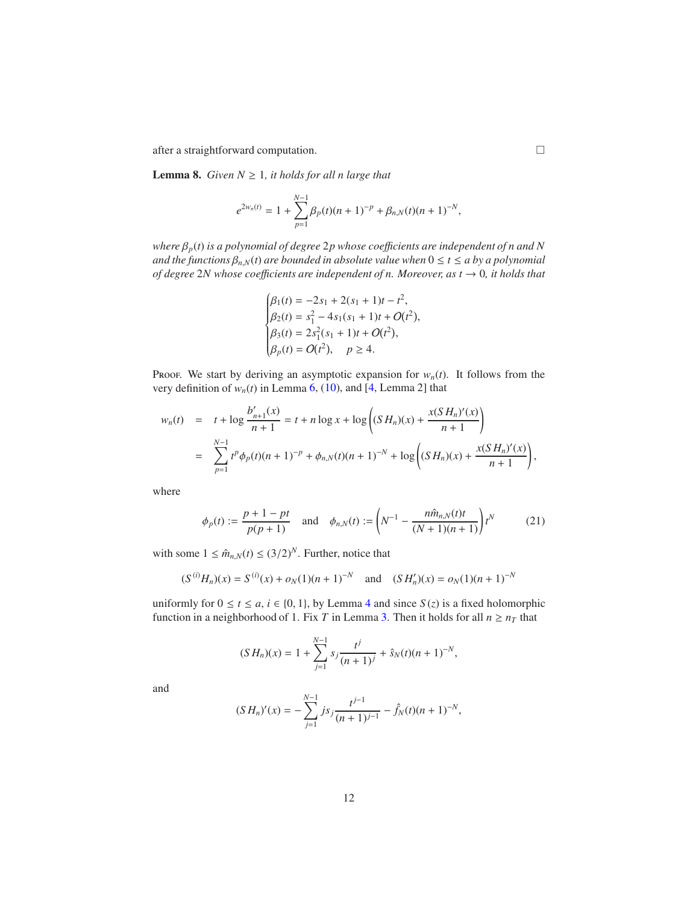after a straightforward computation. □

**Lemma 8.** *Given $N \geq 1$, it holds for all $n$ large that*

$$e^{2w_n(t)} = 1 + \sum_{p=1}^{N-1} \beta_p(t)(n+1)^{-p} + \beta_{n,N}(t)(n+1)^{-N},$$

*where $\beta_p(t)$ is a polynomial of degree $2p$ whose coefficients are independent of $n$ and $N$ and the functions $\beta_{n,N}(t)$ are bounded in absolute value when $0 \leq t \leq a$ by a polynomial of degree $2N$ whose coefficients are independent of $n$. Moreover, as $t \to 0$, it holds that*

$$\begin{cases} \beta_1(t) = -2s_1 + 2(s_1+1)t - t^2, \\ \beta_2(t) = s_1^2 - 4s_1(s_1+1)t + O(t^2), \\ \beta_3(t) = 2s_1^2(s_1+1)t + O(t^2), \\ \beta_p(t) = O(t^2), \quad p \geq 4. \end{cases}$$

Proof. We start by deriving an asymptotic expansion for $w_n(t)$. It follows from the very definition of $w_n(t)$ in Lemma 6, (10), and [4, Lemma 2] that

$$\begin{aligned} w_n(t) &= t + \log \frac{b'_{n+1}(x)}{n+1} = t + n \log x + \log\left((SH_n)(x) + \frac{x(SH_n)'(x)}{n+1}\right) \\ &= \sum_{p=1}^{N-1} t^p \phi_p(t)(n+1)^{-p} + \phi_{n,N}(t)(n+1)^{-N} + \log\left((SH_n)(x) + \frac{x(SH_n)'(x)}{n+1}\right), \end{aligned}$$

where

$$\phi_p(t) := \frac{p+1-pt}{p(p+1)} \quad \text{and} \quad \phi_{n,N}(t) := \left(N^{-1} - \frac{n\hat{m}_{n,N}(t)t}{(N+1)(n+1)}\right)t^N \tag{21}$$

with some $1 \leq \hat{m}_{n,N}(t) \leq (3/2)^N$. Further, notice that

$$(S^{(i)}H_n)(x) = S^{(i)}(x) + o_N(1)(n+1)^{-N} \quad \text{and} \quad (SH'_n)(x) = o_N(1)(n+1)^{-N}$$

uniformly for $0 \leq t \leq a$, $i \in \{0,1\}$, by Lemma 4 and since $S(z)$ is a fixed holomorphic function in a neighborhood of 1. Fix $T$ in Lemma 3. Then it holds for all $n \geq n_T$ that

$$(SH_n)(x) = 1 + \sum_{j=1}^{N-1} s_j \frac{t^j}{(n+1)^j} + \hat{s}_N(t)(n+1)^{-N},$$

and

$$(SH_n)'(x) = -\sum_{j=1}^{N-1} j s_j \frac{t^{j-1}}{(n+1)^{j-1}} - \hat{f}_N(t)(n+1)^{-N},$$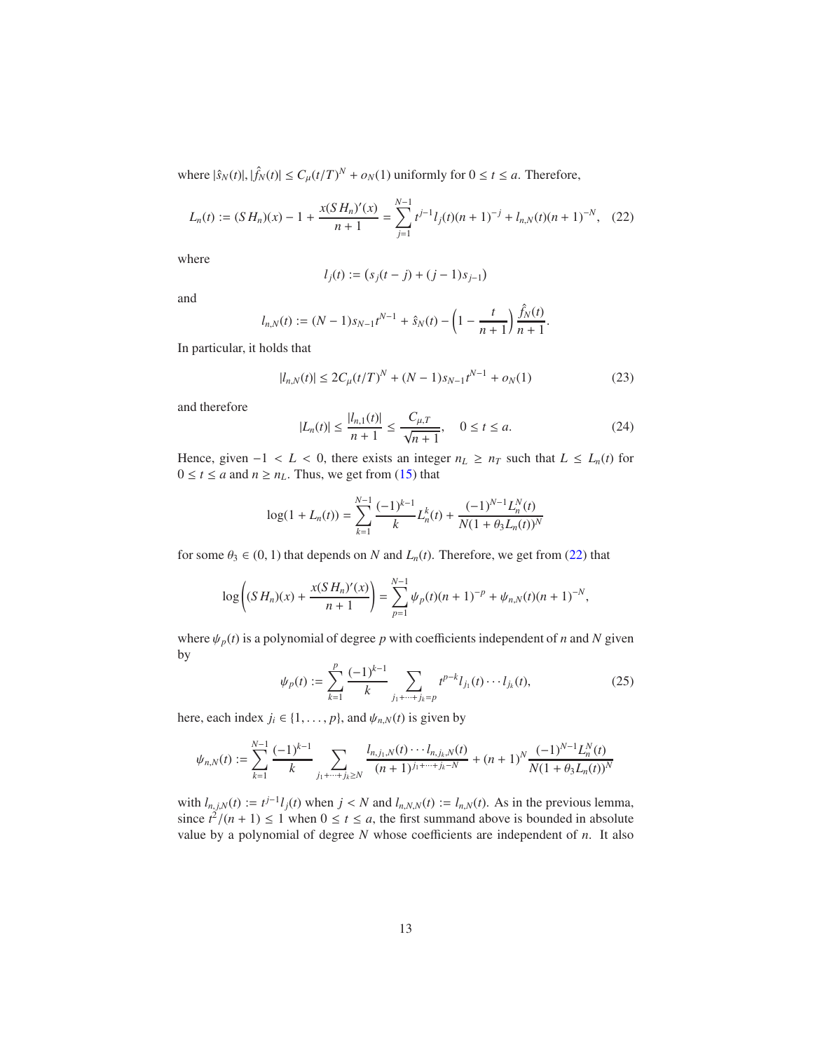where $|\hat{s}_N(t)|, |\hat{f}_N(t)| \leq C_\mu (t/T)^N + o_N(1)$ uniformly for $0 \leq t \leq a$. Therefore,

$$L_n(t) := (SH_n)(x) - 1 + \frac{x(SH_n)'(x)}{n+1} = \sum_{j=1}^{N-1} t^{j-1} l_j(t)(n+1)^{-j} + l_{n,N}(t)(n+1)^{-N}, \quad (22)$$

where

$$l_j(t) := (s_j(t-j) + (j-1)s_{j-1})$$

and

$$l_{n,N}(t) := (N-1)s_{N-1}t^{N-1} + \hat{s}_N(t) - \left(1 - \frac{t}{n+1}\right)\frac{\hat{f}_N(t)}{n+1}.$$

In particular, it holds that

$$|l_{n,N}(t)| \leq 2C_\mu (t/T)^N + (N-1)s_{N-1}t^{N-1} + o_N(1) \quad (23)$$

and therefore

$$|L_n(t)| \leq \frac{|l_{n,1}(t)|}{n+1} \leq \frac{C_{\mu,T}}{\sqrt{n+1}}, \quad 0 \leq t \leq a. \quad (24)$$

Hence, given $-1 < L < 0$, there exists an integer $n_L \geq n_T$ such that $L \leq L_n(t)$ for $0 \leq t \leq a$ and $n \geq n_L$. Thus, we get from (15) that

$$\log(1 + L_n(t)) = \sum_{k=1}^{N-1} \frac{(-1)^{k-1}}{k} L_n^k(t) + \frac{(-1)^{N-1} L_n^N(t)}{N(1 + \theta_3 L_n(t))^N}$$

for some $\theta_3 \in (0,1)$ that depends on $N$ and $L_n(t)$. Therefore, we get from (22) that

$$\log\left((SH_n)(x) + \frac{x(SH_n)'(x)}{n+1}\right) = \sum_{p=1}^{N-1} \psi_p(t)(n+1)^{-p} + \psi_{n,N}(t)(n+1)^{-N},$$

where $\psi_p(t)$ is a polynomial of degree $p$ with coefficients independent of $n$ and $N$ given by

$$\psi_p(t) := \sum_{k=1}^{p} \frac{(-1)^{k-1}}{k} \sum_{j_1+\cdots+j_k=p} t^{p-k} l_{j_1}(t) \cdots l_{j_k}(t), \quad (25)$$

here, each index $j_i \in \{1, \ldots, p\}$, and $\psi_{n,N}(t)$ is given by

$$\psi_{n,N}(t) := \sum_{k=1}^{N-1} \frac{(-1)^{k-1}}{k} \sum_{j_1+\cdots+j_k \geq N} \frac{l_{n,j_1,N}(t) \cdots l_{n,j_k,N}(t)}{(n+1)^{j_1+\cdots+j_k-N}} + (n+1)^N \frac{(-1)^{N-1} L_n^N(t)}{N(1 + \theta_3 L_n(t))^N}$$

with $l_{n,j,N}(t) := t^{j-1} l_j(t)$ when $j < N$ and $l_{n,N,N}(t) := l_{n,N}(t)$. As in the previous lemma, since $t^2/(n+1) \leq 1$ when $0 \leq t \leq a$, the first summand above is bounded in absolute value by a polynomial of degree $N$ whose coefficients are independent of $n$. It also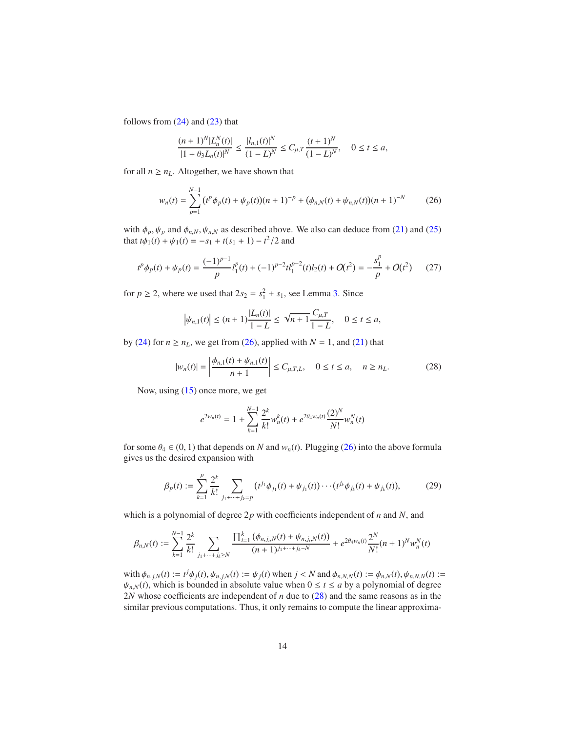follows from (24) and (23) that

$$\frac{(n+1)^N |L_n^N(t)|}{|1+\theta_3 L_n(t)|^N} \le \frac{|l_{n,1}(t)|^N}{(1-L)^N} \le C_{\mu,T} \frac{(t+1)^N}{(1-L)^N}, \quad 0 \le t \le a,$$

for all $n \ge n_L$. Altogether, we have shown that

$$w_n(t) = \sum_{p=1}^{N-1} (t^p \phi_p(t) + \psi_p(t))(n+1)^{-p} + (\phi_{n,N}(t) + \psi_{n,N}(t))(n+1)^{-N} \tag{26}$$

with $\phi_p, \psi_p$ and $\phi_{n,N}, \psi_{n,N}$ as described above. We also can deduce from (21) and (25) that $t\phi_1(t) + \psi_1(t) = -s_1 + t(s_1+1) - t^2/2$ and

$$t^p \phi_p(t) + \psi_p(t) = \frac{(-1)^{p-1}}{p} l_1^p(t) + (-1)^{p-2} t l_1^{p-2}(t) l_2(t) + O(t^2) = -\frac{s_1^p}{p} + O(t^2) \tag{27}$$

for $p \ge 2$, where we used that $2s_2 = s_1^2 + s_1$, see Lemma 3. Since

$$\left|\psi_{n,1}(t)\right| \le (n+1)\frac{|L_n(t)|}{1-L} \le \sqrt{n+1}\frac{C_{\mu,T}}{1-L}, \quad 0 \le t \le a,$$

by (24) for $n \ge n_L$, we get from (26), applied with $N = 1$, and (21) that

$$|w_n(t)| = \left|\frac{\phi_{n,1}(t) + \psi_{n,1}(t)}{n+1}\right| \le C_{\mu,T,L}, \quad 0 \le t \le a, \quad n \ge n_L. \tag{28}$$

Now, using (15) once more, we get

$$e^{2w_n(t)} = 1 + \sum_{k=1}^{N-1} \frac{2^k}{k!} w_n^k(t) + e^{2\theta_4 w_n(t)} \frac{(2)^N}{N!} w_n^N(t)$$

for some $\theta_4 \in (0,1)$ that depends on $N$ and $w_n(t)$. Plugging (26) into the above formula gives us the desired expansion with

$$\beta_p(t) := \sum_{k=1}^{p} \frac{2^k}{k!} \sum_{j_1+\cdots+j_k=p} (t^{j_1}\phi_{j_1}(t) + \psi_{j_1}(t)) \cdots (t^{j_k}\phi_{j_k}(t) + \psi_{j_k}(t)), \tag{29}$$

which is a polynomial of degree $2p$ with coefficients independent of $n$ and $N$, and

$$\beta_{n,N}(t) := \sum_{k=1}^{N-1} \frac{2^k}{k!} \sum_{j_1+\cdots+j_k \ge N} \frac{\prod_{i=1}^k (\phi_{n,j_i,N}(t) + \psi_{n,j_i,N}(t))}{(n+1)^{j_1+\cdots+j_k-N}} + e^{2\theta_4 w_n(t)} \frac{2^N}{N!}(n+1)^N w_n^N(t)$$

with $\phi_{n,j,N}(t) := t^j \phi_j(t), \psi_{n,j,N}(t) := \psi_j(t)$ when $j < N$ and $\phi_{n,N,N}(t) := \phi_{n,N}(t), \psi_{n,N,N}(t) := \psi_{n,N}(t)$, which is bounded in absolute value when $0 \le t \le a$ by a polynomial of degree $2N$ whose coefficients are independent of $n$ due to (28) and the same reasons as in the similar previous computations. Thus, it only remains to compute the linear approxima-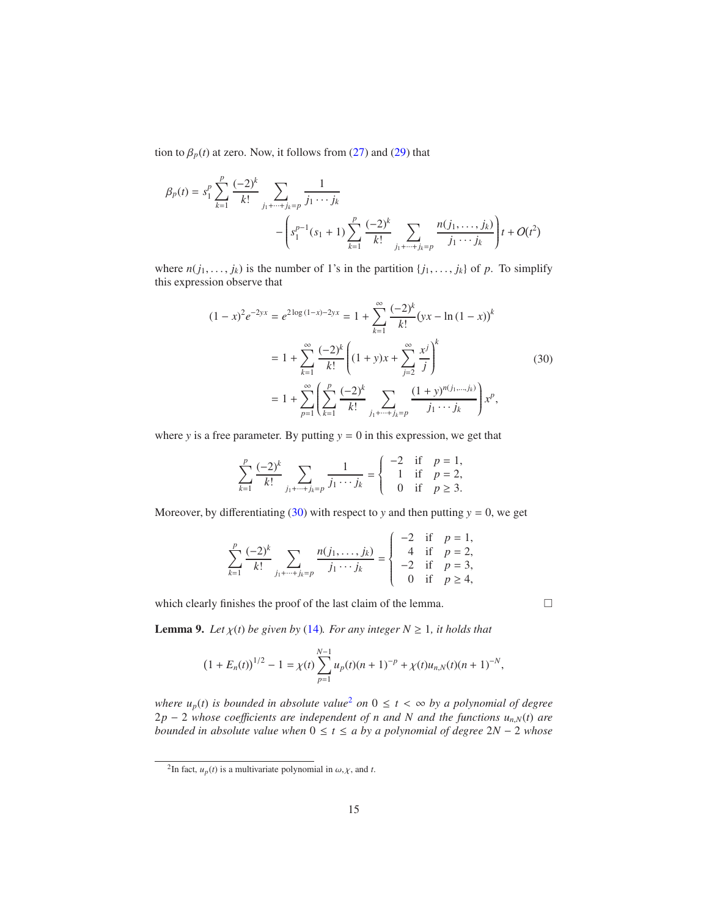tion to $\beta_p(t)$ at zero. Now, it follows from (27) and (29) that

$$\beta_p(t) = s_1^p \sum_{k=1}^{p} \frac{(-2)^k}{k!} \sum_{j_1+\cdots+j_k=p} \frac{1}{j_1 \cdots j_k} - \left( s_1^{p-1}(s_1+1) \sum_{k=1}^{p} \frac{(-2)^k}{k!} \sum_{j_1+\cdots+j_k=p} \frac{n(j_1,\ldots,j_k)}{j_1 \cdots j_k} \right) t + O(t^2)$$

where $n(j_1, \ldots, j_k)$ is the number of 1's in the partition $\{j_1, \ldots, j_k\}$ of $p$. To simplify this expression observe that

$$\begin{aligned}
(1-x)^2 e^{-2yx} = e^{2\log(1-x)-2yx} &= 1 + \sum_{k=1}^{\infty} \frac{(-2)^k}{k!} (yx - \ln(1-x))^k \\
&= 1 + \sum_{k=1}^{\infty} \frac{(-2)^k}{k!} \left( (1+y)x + \sum_{j=2}^{\infty} \frac{x^j}{j} \right)^k \\
&= 1 + \sum_{p=1}^{\infty} \left( \sum_{k=1}^{p} \frac{(-2)^k}{k!} \sum_{j_1+\cdots+j_k=p} \frac{(1+y)^{n(j_1,\ldots,j_k)}}{j_1 \cdots j_k} \right) x^p,
\end{aligned} \tag{30}$$

where $y$ is a free parameter. By putting $y = 0$ in this expression, we get that

$$\sum_{k=1}^{p} \frac{(-2)^k}{k!} \sum_{j_1+\cdots+j_k=p} \frac{1}{j_1 \cdots j_k} = \begin{cases} -2 & \text{if} \quad p = 1, \\ 1 & \text{if} \quad p = 2, \\ 0 & \text{if} \quad p \geq 3. \end{cases}$$

Moreover, by differentiating (30) with respect to $y$ and then putting $y = 0$, we get

$$\sum_{k=1}^{p} \frac{(-2)^k}{k!} \sum_{j_1+\cdots+j_k=p} \frac{n(j_1,\ldots,j_k)}{j_1 \cdots j_k} = \begin{cases} -2 & \text{if} \quad p = 1, \\ 4 & \text{if} \quad p = 2, \\ -2 & \text{if} \quad p = 3, \\ 0 & \text{if} \quad p \geq 4, \end{cases}$$

which clearly finishes the proof of the last claim of the lemma. □

**Lemma 9.** *Let $\chi(t)$ be given by (14). For any integer $N \geq 1$, it holds that*

$$(1 + E_n(t))^{1/2} - 1 = \chi(t) \sum_{p=1}^{N-1} u_p(t)(n+1)^{-p} + \chi(t) u_{n,N}(t)(n+1)^{-N},$$

*where $u_p(t)$ is bounded in absolute value[2] on $0 \leq t < \infty$ by a polynomial of degree $2p - 2$ whose coefficients are independent of $n$ and $N$ and the functions $u_{n,N}(t)$ are bounded in absolute value when $0 \leq t \leq a$ by a polynomial of degree $2N - 2$ whose*

[2] In fact, $u_p(t)$ is a multivariate polynomial in $\omega, \chi$, and $t$.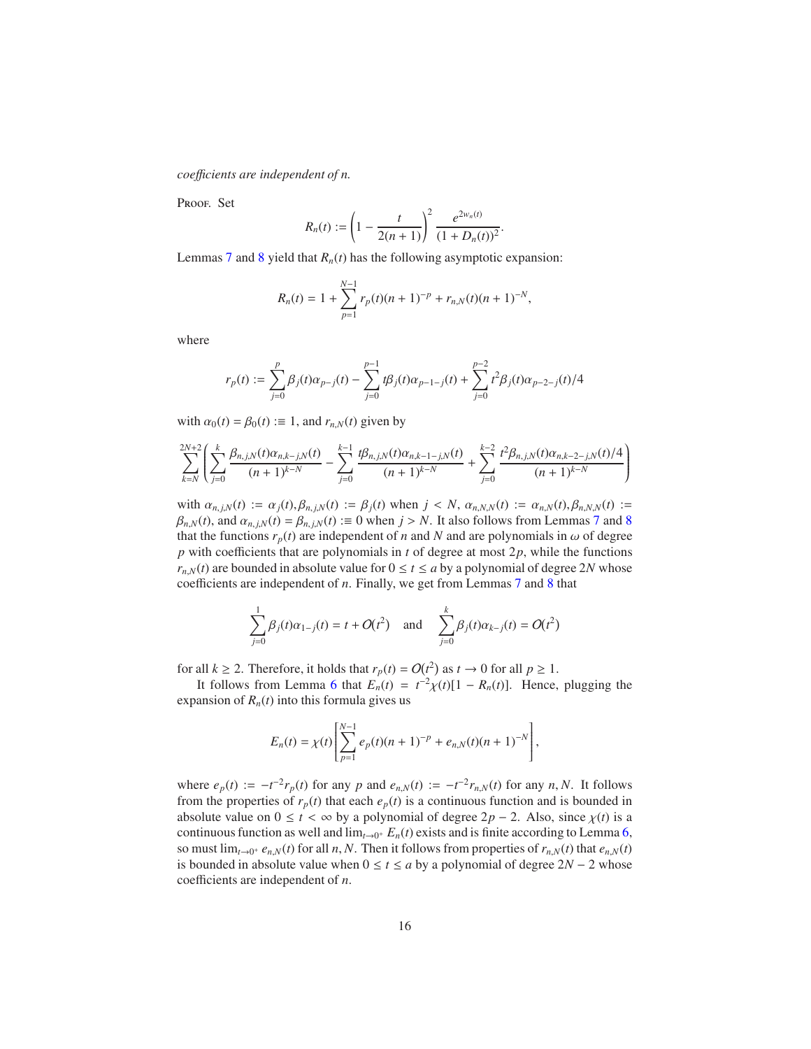*coefficients are independent of n.*

Proof. Set

$$R_n(t) := \left(1 - \frac{t}{2(n+1)}\right)^2 \frac{e^{2w_n(t)}}{(1+D_n(t))^2}.$$

Lemmas 7 and 8 yield that $R_n(t)$ has the following asymptotic expansion:

$$R_n(t) = 1 + \sum_{p=1}^{N-1} r_p(t)(n+1)^{-p} + r_{n,N}(t)(n+1)^{-N},$$

where

$$r_p(t) := \sum_{j=0}^{p} \beta_j(t)\alpha_{p-j}(t) - \sum_{j=0}^{p-1} t\beta_j(t)\alpha_{p-1-j}(t) + \sum_{j=0}^{p-2} t^2\beta_j(t)\alpha_{p-2-j}(t)/4$$

with $\alpha_0(t) = \beta_0(t) :\equiv 1$, and $r_{n,N}(t)$ given by

$$\sum_{k=N}^{2N+2}\left(\sum_{j=0}^{k} \frac{\beta_{n,j,N}(t)\alpha_{n,k-j,N}(t)}{(n+1)^{k-N}} - \sum_{j=0}^{k-1} \frac{t\beta_{n,j,N}(t)\alpha_{n,k-1-j,N}(t)}{(n+1)^{k-N}} + \sum_{j=0}^{k-2} \frac{t^2\beta_{n,j,N}(t)\alpha_{n,k-2-j,N}(t)/4}{(n+1)^{k-N}}\right)$$

with $\alpha_{n,j,N}(t) := \alpha_j(t), \beta_{n,j,N}(t) := \beta_j(t)$ when $j < N$, $\alpha_{n,N,N}(t) := \alpha_{n,N}(t), \beta_{n,N,N}(t) := \beta_{n,N}(t)$, and $\alpha_{n,j,N}(t) = \beta_{n,j,N}(t) :\equiv 0$ when $j > N$. It also follows from Lemmas 7 and 8 that the functions $r_p(t)$ are independent of $n$ and $N$ and are polynomials in $\omega$ of degree $p$ with coefficients that are polynomials in $t$ of degree at most $2p$, while the functions $r_{n,N}(t)$ are bounded in absolute value for $0 \le t \le a$ by a polynomial of degree $2N$ whose coefficients are independent of $n$. Finally, we get from Lemmas 7 and 8 that

$$\sum_{j=0}^{1} \beta_j(t)\alpha_{1-j}(t) = t + O(t^2) \quad \text{and} \quad \sum_{j=0}^{k} \beta_j(t)\alpha_{k-j}(t) = O(t^2)$$

for all $k \ge 2$. Therefore, it holds that $r_p(t) = O(t^2)$ as $t \to 0$ for all $p \ge 1$.

It follows from Lemma 6 that $E_n(t) = t^{-2}\chi(t)[1 - R_n(t)]$. Hence, plugging the expansion of $R_n(t)$ into this formula gives us

$$E_n(t) = \chi(t)\left[\sum_{p=1}^{N-1} e_p(t)(n+1)^{-p} + e_{n,N}(t)(n+1)^{-N}\right],$$

where $e_p(t) := -t^{-2}r_p(t)$ for any $p$ and $e_{n,N}(t) := -t^{-2}r_{n,N}(t)$ for any $n, N$. It follows from the properties of $r_p(t)$ that each $e_p(t)$ is a continuous function and is bounded in absolute value on $0 \le t < \infty$ by a polynomial of degree $2p - 2$. Also, since $\chi(t)$ is a continuous function as well and $\lim_{t\to 0^+} E_n(t)$ exists and is finite according to Lemma 6, so must $\lim_{t\to 0^+} e_{n,N}(t)$ for all $n, N$. Then it follows from properties of $r_{n,N}(t)$ that $e_{n,N}(t)$ is bounded in absolute value when $0 \le t \le a$ by a polynomial of degree $2N - 2$ whose coefficients are independent of $n$.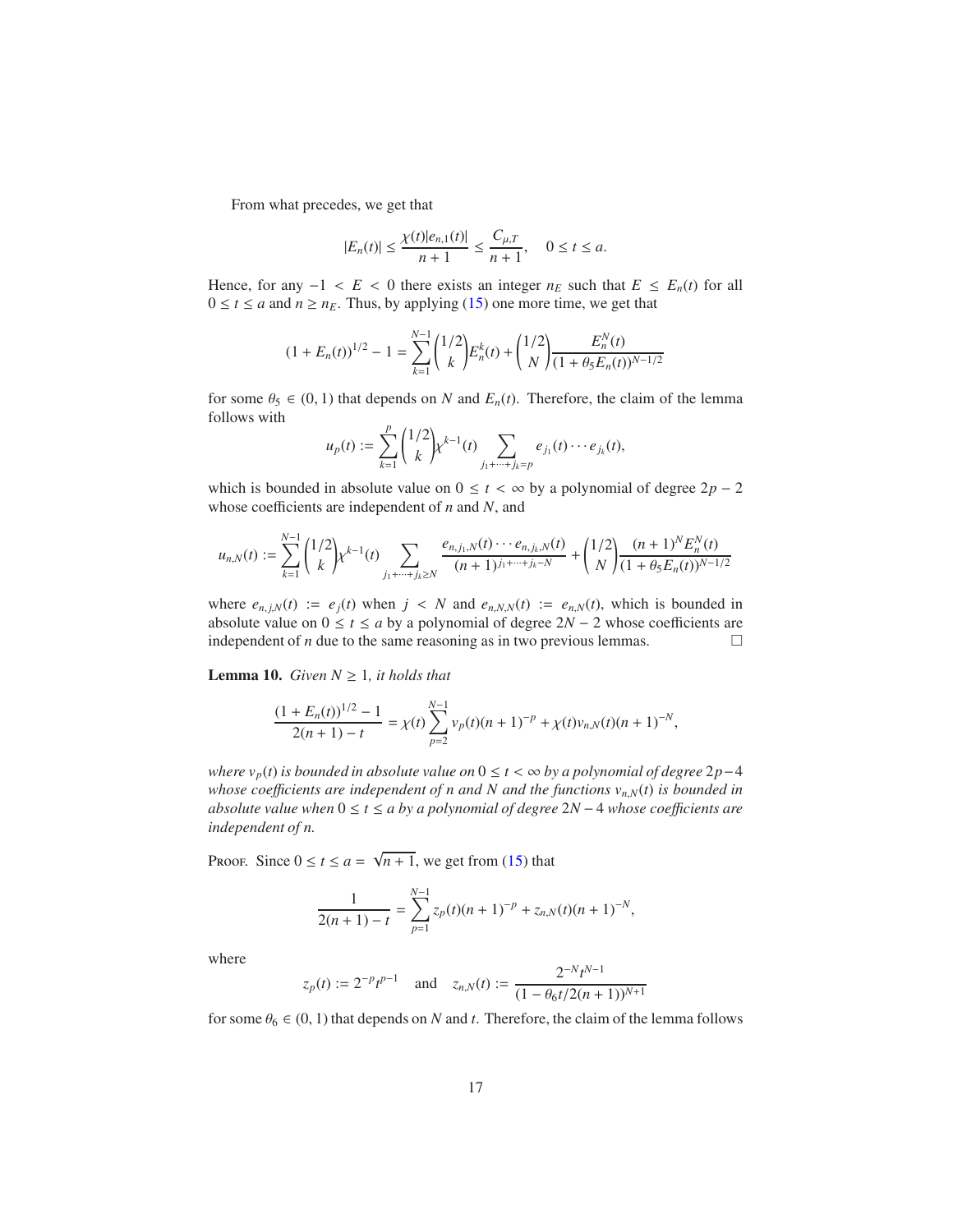From what precedes, we get that

$$|E_n(t)| \leq \frac{\chi(t)|e_{n,1}(t)|}{n+1} \leq \frac{C_{\mu,T}}{n+1}, \quad 0 \leq t \leq a.$$

Hence, for any $-1 < E < 0$ there exists an integer $n_E$ such that $E \leq E_n(t)$ for all $0 \leq t \leq a$ and $n \geq n_E$. Thus, by applying (15) one more time, we get that

$$(1+E_n(t))^{1/2} - 1 = \sum_{k=1}^{N-1} \binom{1/2}{k} E_n^k(t) + \binom{1/2}{N} \frac{E_n^N(t)}{(1+\theta_5 E_n(t))^{N-1/2}}$$

for some $\theta_5 \in (0,1)$ that depends on $N$ and $E_n(t)$. Therefore, the claim of the lemma follows with

$$u_p(t) := \sum_{k=1}^{p} \binom{1/2}{k} \chi^{k-1}(t) \sum_{j_1+\cdots+j_k=p} e_{j_1}(t)\cdots e_{j_k}(t),$$

which is bounded in absolute value on $0 \leq t < \infty$ by a polynomial of degree $2p-2$ whose coefficients are independent of $n$ and $N$, and

$$u_{n,N}(t) := \sum_{k=1}^{N-1} \binom{1/2}{k} \chi^{k-1}(t) \sum_{j_1+\cdots+j_k \geq N} \frac{e_{n,j_1,N}(t)\cdots e_{n,j_k,N}(t)}{(n+1)^{j_1+\cdots+j_k-N}} + \binom{1/2}{N} \frac{(n+1)^N E_n^N(t)}{(1+\theta_5 E_n(t))^{N-1/2}}$$

where $e_{n,j,N}(t) := e_j(t)$ when $j < N$ and $e_{n,N,N}(t) := e_{n,N}(t)$, which is bounded in absolute value on $0 \leq t \leq a$ by a polynomial of degree $2N-2$ whose coefficients are independent of $n$ due to the same reasoning as in two previous lemmas. □

**Lemma 10.** *Given $N \geq 1$, it holds that*

$$\frac{(1+E_n(t))^{1/2} - 1}{2(n+1) - t} = \chi(t) \sum_{p=2}^{N-1} v_p(t)(n+1)^{-p} + \chi(t) v_{n,N}(t)(n+1)^{-N},$$

*where $v_p(t)$ is bounded in absolute value on $0 \leq t < \infty$ by a polynomial of degree $2p-4$ whose coefficients are independent of $n$ and $N$ and the functions $v_{n,N}(t)$ is bounded in absolute value when $0 \leq t \leq a$ by a polynomial of degree $2N-4$ whose coefficients are independent of $n$.*

Proof. Since $0 \leq t \leq a = \sqrt{n+1}$, we get from (15) that

$$\frac{1}{2(n+1) - t} = \sum_{p=1}^{N-1} z_p(t)(n+1)^{-p} + z_{n,N}(t)(n+1)^{-N},$$

where

$$z_p(t) := 2^{-p} t^{p-1} \quad \text{and} \quad z_{n,N}(t) := \frac{2^{-N} t^{N-1}}{(1 - \theta_6 t/2(n+1))^{N+1}}$$

for some $\theta_6 \in (0,1)$ that depends on $N$ and $t$. Therefore, the claim of the lemma follows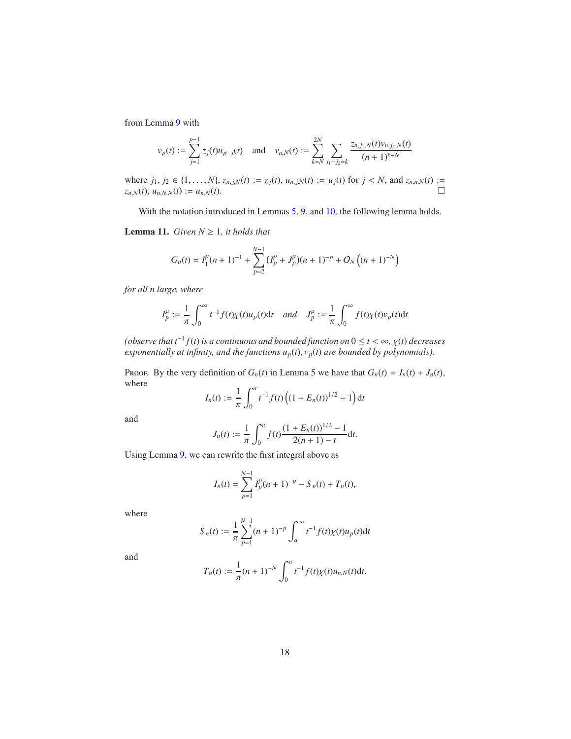from Lemma 9 with

$$v_p(t) := \sum_{j=1}^{p-1} z_j(t)u_{p-j}(t) \quad \text{and} \quad v_{n,N}(t) := \sum_{k=N}^{2N} \sum_{j_1+j_2=k} \frac{z_{n,j_1,N}(t)v_{n,j_2,N}(t)}{(n+1)^{k-N}}$$

where $j_1, j_2 \in \{1, \ldots, N\}$, $z_{n,j,N}(t) := z_j(t)$, $u_{n,j,N}(t) := u_j(t)$ for $j < N$, and $z_{n,n,N}(t) := z_{n,N}(t)$, $u_{n,N,N}(t) := u_{n,N}(t)$. □

With the notation introduced in Lemmas 5, 9, and 10, the following lemma holds.

**Lemma 11.** *Given $N \geq 1$, it holds that*

$$G_n(t) = I_1^\mu (n+1)^{-1} + \sum_{p=2}^{N-1} (I_p^\mu + J_p^\mu)(n+1)^{-p} + O_N\left((n+1)^{-N}\right)$$

*for all $n$ large, where*

$$I_p^\mu := \frac{1}{\pi} \int_0^\infty t^{-1} f(t)\chi(t)u_p(t)\mathrm{d}t \quad \text{and} \quad J_p^\mu := \frac{1}{\pi} \int_0^\infty f(t)\chi(t)v_p(t)\mathrm{d}t$$

*(observe that $t^{-1}f(t)$ is a continuous and bounded function on $0 \leq t < \infty$, $\chi(t)$ decreases exponentially at infinity, and the functions $u_p(t), v_p(t)$ are bounded by polynomials).*

Proof. By the very definition of $G_n(t)$ in Lemma 5 we have that $G_n(t) = I_n(t) + J_n(t)$, where

$$I_n(t) := \frac{1}{\pi} \int_0^a t^{-1} f(t)\left((1 + E_n(t))^{1/2} - 1\right)\mathrm{d}t$$

and

$$J_n(t) := \frac{1}{\pi} \int_0^a f(t)\frac{(1 + E_n(t))^{1/2} - 1}{2(n+1) - t}\mathrm{d}t.$$

Using Lemma 9, we can rewrite the first integral above as

$$I_n(t) = \sum_{p=1}^{N-1} I_p^\mu (n+1)^{-p} - S_n(t) + T_n(t),$$

where

$$S_n(t) := \frac{1}{\pi} \sum_{p=1}^{N-1} (n+1)^{-p} \int_a^\infty t^{-1} f(t)\chi(t)u_p(t)\mathrm{d}t$$

and

$$T_n(t) := \frac{1}{\pi}(n+1)^{-N} \int_0^a t^{-1} f(t)\chi(t)u_{n,N}(t)\mathrm{d}t.$$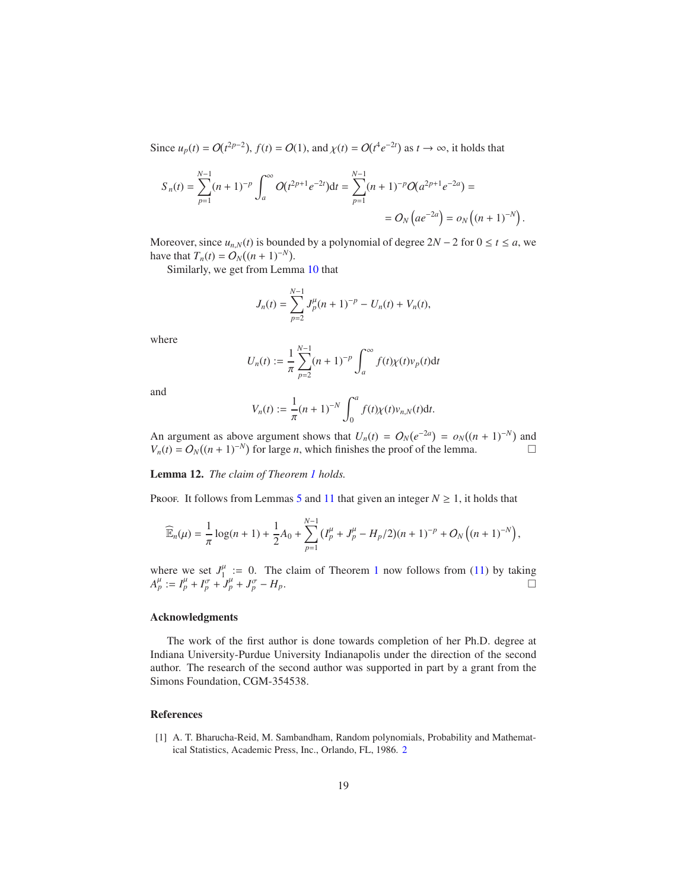Since $u_p(t) = O(t^{2p-2})$, $f(t) = O(1)$, and $\chi(t) = O(t^4 e^{-2t})$ as $t \to \infty$, it holds that

$$S_n(t) = \sum_{p=1}^{N-1} (n+1)^{-p} \int_a^\infty O(t^{2p+1} e^{-2t}) \mathrm{d}t = \sum_{p=1}^{N-1} (n+1)^{-p} O(a^{2p+1} e^{-2a}) =$$
$$= O_N\left(a e^{-2a}\right) = o_N\left((n+1)^{-N}\right).$$

Moreover, since $u_{n,N}(t)$ is bounded by a polynomial of degree $2N-2$ for $0 \le t \le a$, we have that $T_n(t) = O_N((n+1)^{-N})$.

Similarly, we get from Lemma 10 that

$$J_n(t) = \sum_{p=2}^{N-1} J_p^\mu (n+1)^{-p} - U_n(t) + V_n(t),$$

where

$$U_n(t) := \frac{1}{\pi} \sum_{p=2}^{N-1} (n+1)^{-p} \int_a^\infty f(t)\chi(t) v_p(t) \mathrm{d}t$$

and

$$V_n(t) := \frac{1}{\pi} (n+1)^{-N} \int_0^a f(t)\chi(t) v_{n,N}(t) \mathrm{d}t.$$

An argument as above argument shows that $U_n(t) = O_N(e^{-2a}) = o_N((n+1)^{-N})$ and $V_n(t) = O_N((n+1)^{-N})$ for large $n$, which finishes the proof of the lemma. □

**Lemma 12.** *The claim of Theorem 1 holds.*

Proof. It follows from Lemmas 5 and 11 that given an integer $N \ge 1$, it holds that

$$\widehat{\mathbb{E}}_n(\mu) = \frac{1}{\pi} \log(n+1) + \frac{1}{2} A_0 + \sum_{p=1}^{N-1} (I_p^\mu + J_p^\mu - H_p/2)(n+1)^{-p} + O_N\left((n+1)^{-N}\right),$$

where we set $J_1^\mu := 0$. The claim of Theorem 1 now follows from (11) by taking $A_p^\mu := I_p^\mu + I_p^\sigma + J_p^\mu + J_p^\sigma - H_p$. □

## Acknowledgments

The work of the first author is done towards completion of her Ph.D. degree at Indiana University-Purdue University Indianapolis under the direction of the second author. The research of the second author was supported in part by a grant from the Simons Foundation, CGM-354538.

## References

[1] A. T. Bharucha-Reid, M. Sambandham, Random polynomials, Probability and Mathematical Statistics, Academic Press, Inc., Orlando, FL, 1986. 2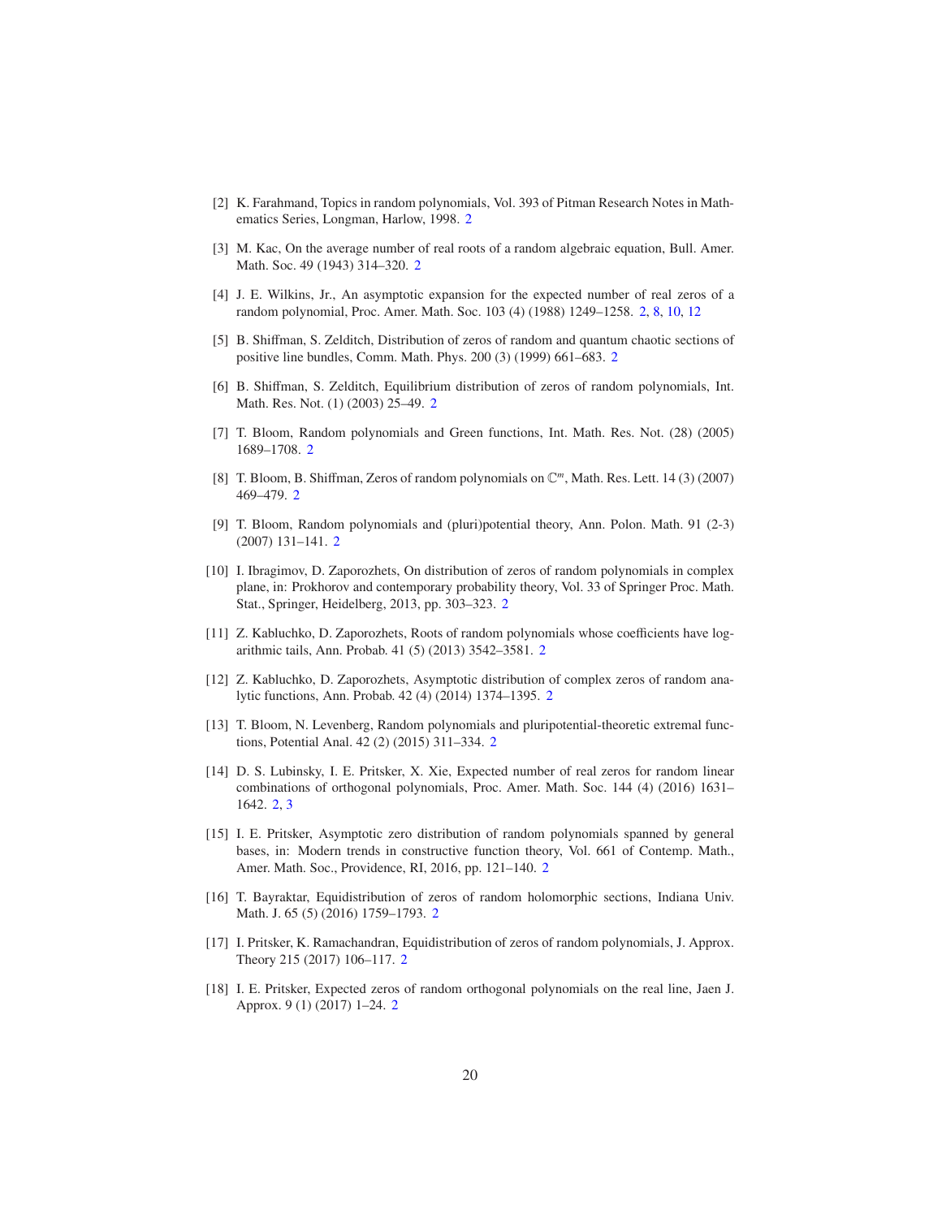- [2] K. Farahmand, Topics in random polynomials, Vol. 393 of Pitman Research Notes in Mathematics Series, Longman, Harlow, 1998. 2
- [3] M. Kac, On the average number of real roots of a random algebraic equation, Bull. Amer. Math. Soc. 49 (1943) 314–320. 2
- [4] J. E. Wilkins, Jr., An asymptotic expansion for the expected number of real zeros of a random polynomial, Proc. Amer. Math. Soc. 103 (4) (1988) 1249–1258. 2, 8, 10, 12
- [5] B. Shiffman, S. Zelditch, Distribution of zeros of random and quantum chaotic sections of positive line bundles, Comm. Math. Phys. 200 (3) (1999) 661–683. 2
- [6] B. Shiffman, S. Zelditch, Equilibrium distribution of zeros of random polynomials, Int. Math. Res. Not. (1) (2003) 25–49. 2
- [7] T. Bloom, Random polynomials and Green functions, Int. Math. Res. Not. (28) (2005) 1689–1708. 2
- [8] T. Bloom, B. Shiffman, Zeros of random polynomials on $\mathbb{C}^m$, Math. Res. Lett. 14 (3) (2007) 469–479. 2
- [9] T. Bloom, Random polynomials and (pluri)potential theory, Ann. Polon. Math. 91 (2-3) (2007) 131–141. 2
- [10] I. Ibragimov, D. Zaporozhets, On distribution of zeros of random polynomials in complex plane, in: Prokhorov and contemporary probability theory, Vol. 33 of Springer Proc. Math. Stat., Springer, Heidelberg, 2013, pp. 303–323. 2
- [11] Z. Kabluchko, D. Zaporozhets, Roots of random polynomials whose coefficients have logarithmic tails, Ann. Probab. 41 (5) (2013) 3542–3581. 2
- [12] Z. Kabluchko, D. Zaporozhets, Asymptotic distribution of complex zeros of random analytic functions, Ann. Probab. 42 (4) (2014) 1374–1395. 2
- [13] T. Bloom, N. Levenberg, Random polynomials and pluripotential-theoretic extremal functions, Potential Anal. 42 (2) (2015) 311–334. 2
- [14] D. S. Lubinsky, I. E. Pritsker, X. Xie, Expected number of real zeros for random linear combinations of orthogonal polynomials, Proc. Amer. Math. Soc. 144 (4) (2016) 1631–1642. 2, 3
- [15] I. E. Pritsker, Asymptotic zero distribution of random polynomials spanned by general bases, in: Modern trends in constructive function theory, Vol. 661 of Contemp. Math., Amer. Math. Soc., Providence, RI, 2016, pp. 121–140. 2
- [16] T. Bayraktar, Equidistribution of zeros of random holomorphic sections, Indiana Univ. Math. J. 65 (5) (2016) 1759–1793. 2
- [17] I. Pritsker, K. Ramachandran, Equidistribution of zeros of random polynomials, J. Approx. Theory 215 (2017) 106–117. 2
- [18] I. E. Pritsker, Expected zeros of random orthogonal polynomials on the real line, Jaen J. Approx. 9 (1) (2017) 1–24. 2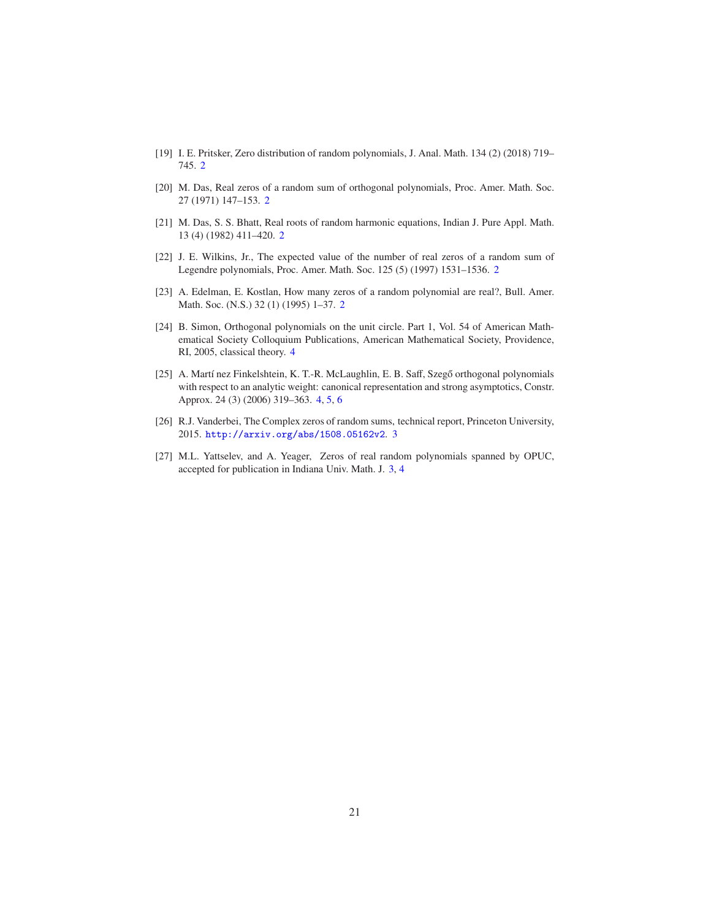[19] I. E. Pritsker, Zero distribution of random polynomials, J. Anal. Math. 134 (2) (2018) 719–745. 2

[20] M. Das, Real zeros of a random sum of orthogonal polynomials, Proc. Amer. Math. Soc. 27 (1971) 147–153. 2

[21] M. Das, S. S. Bhatt, Real roots of random harmonic equations, Indian J. Pure Appl. Math. 13 (4) (1982) 411–420. 2

[22] J. E. Wilkins, Jr., The expected value of the number of real zeros of a random sum of Legendre polynomials, Proc. Amer. Math. Soc. 125 (5) (1997) 1531–1536. 2

[23] A. Edelman, E. Kostlan, How many zeros of a random polynomial are real?, Bull. Amer. Math. Soc. (N.S.) 32 (1) (1995) 1–37. 2

[24] B. Simon, Orthogonal polynomials on the unit circle. Part 1, Vol. 54 of American Mathematical Society Colloquium Publications, American Mathematical Society, Providence, RI, 2005, classical theory. 4

[25] A. Martí nez Finkelshtein, K. T.-R. McLaughlin, E. B. Saff, Szegő orthogonal polynomials with respect to an analytic weight: canonical representation and strong asymptotics, Constr. Approx. 24 (3) (2006) 319–363. 4, 5, 6

[26] R.J. Vanderbei, The Complex zeros of random sums, technical report, Princeton University, 2015. http://arxiv.org/abs/1508.05162v2. 3

[27] M.L. Yattselev, and A. Yeager, Zeros of real random polynomials spanned by OPUC, accepted for publication in Indiana Univ. Math. J. 3, 4